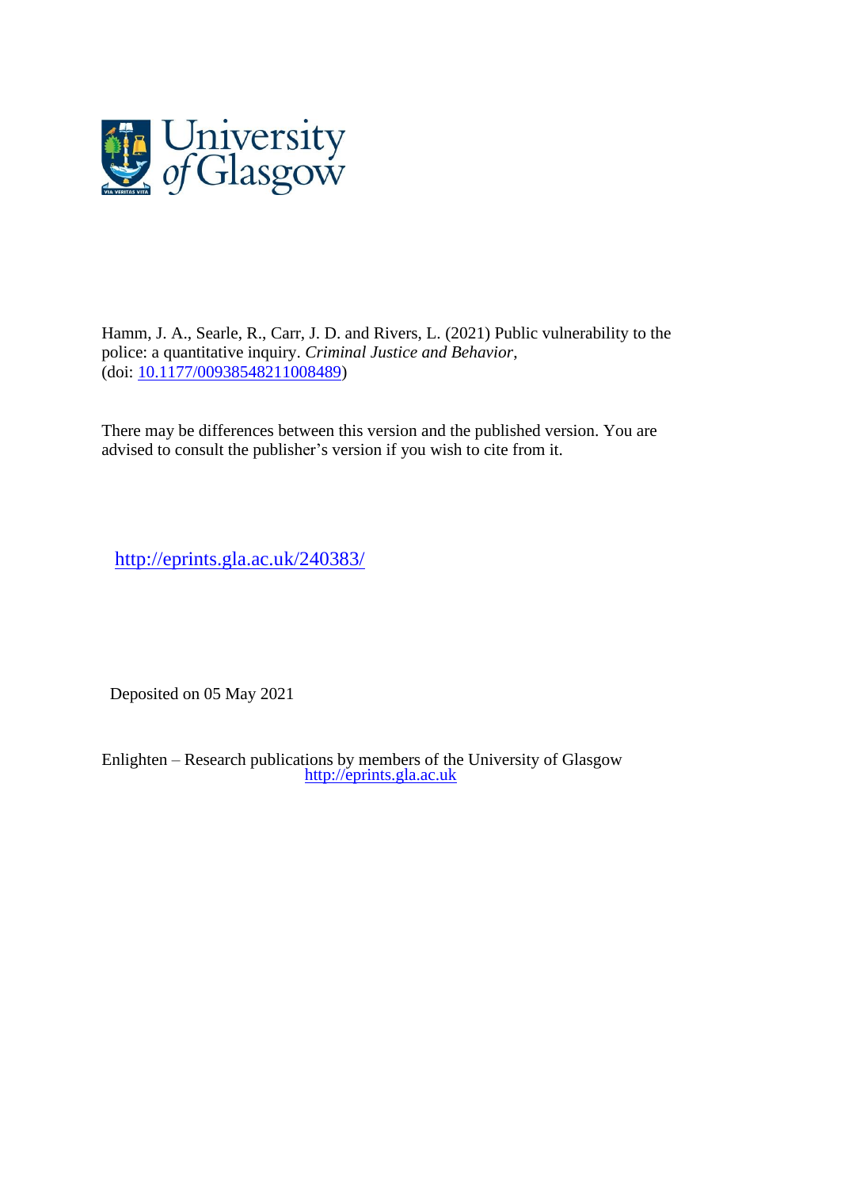Hamm, J. A., Searle, R., Carr, J. D. and Rivers, L. (2021) Public vulnerability to the police: a quantitative inquiry. *Criminal Justice and Behavior*, (doi: [10.1177/00938548211008489](https://doi.org/10.1177/00938548211008489))

There may be differences between this version and the published version. You are advised to consult the publisher's version if you wish to cite from it.

http://eprints.gla.ac.uk/240383/

Deposited on 05 May 2021

Enlighten – Research publications by members of the University of Glasgow
http://eprints.gla.ac.uk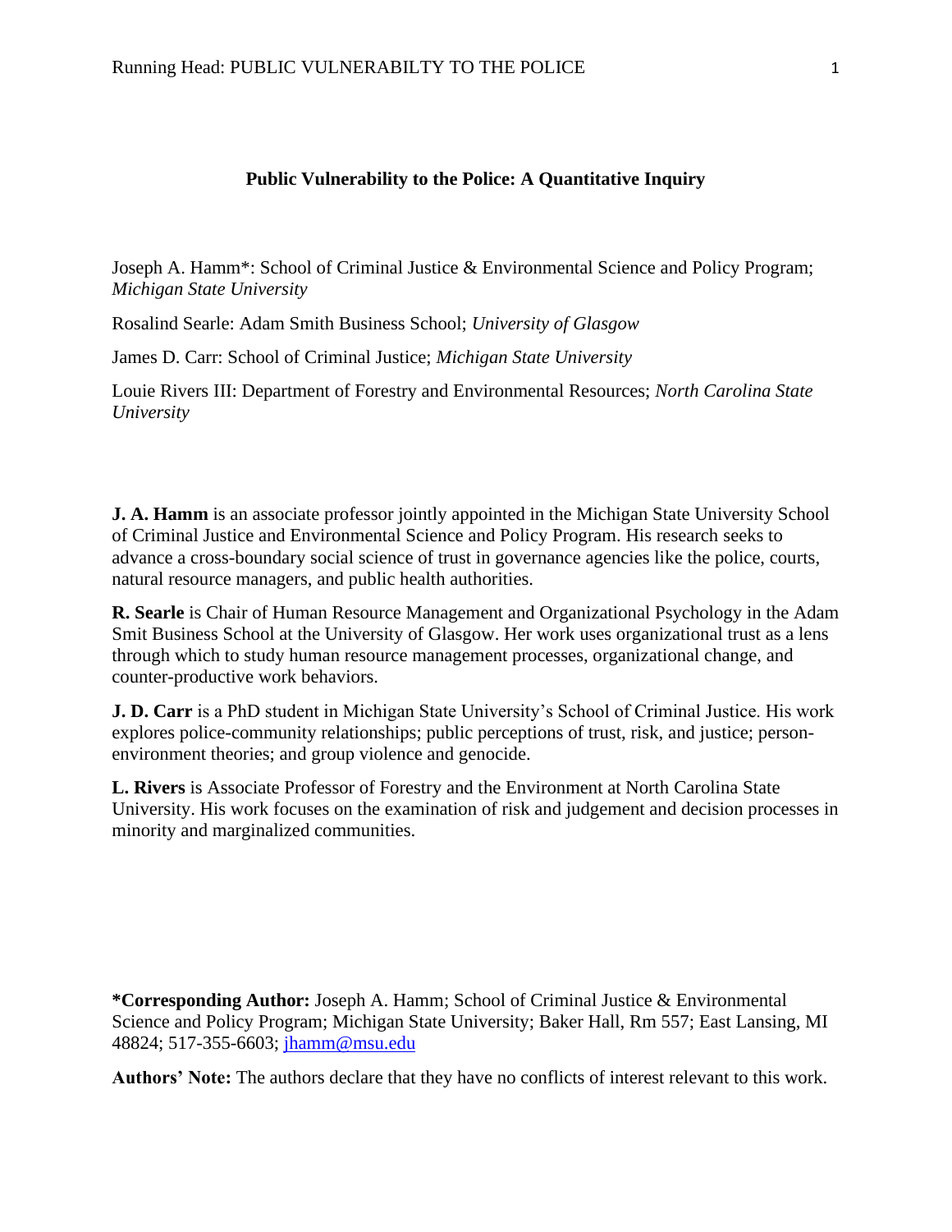**Public Vulnerability to the Police: A Quantitative Inquiry**

Joseph A. Hamm*: School of Criminal Justice & Environmental Science and Policy Program; *Michigan State University*

Rosalind Searle: Adam Smith Business School; *University of Glasgow*

James D. Carr: School of Criminal Justice; *Michigan State University*

Louie Rivers III: Department of Forestry and Environmental Resources; *North Carolina State University*

**J. A. Hamm** is an associate professor jointly appointed in the Michigan State University School of Criminal Justice and Environmental Science and Policy Program. His research seeks to advance a cross-boundary social science of trust in governance agencies like the police, courts, natural resource managers, and public health authorities.

**R. Searle** is Chair of Human Resource Management and Organizational Psychology in the Adam Smit Business School at the University of Glasgow. Her work uses organizational trust as a lens through which to study human resource management processes, organizational change, and counter-productive work behaviors.

**J. D. Carr** is a PhD student in Michigan State University's School of Criminal Justice. His work explores police-community relationships; public perceptions of trust, risk, and justice; person-environment theories; and group violence and genocide.

**L. Rivers** is Associate Professor of Forestry and the Environment at North Carolina State University. His work focuses on the examination of risk and judgement and decision processes in minority and marginalized communities.

***Corresponding Author:** Joseph A. Hamm; School of Criminal Justice & Environmental Science and Policy Program; Michigan State University; Baker Hall, Rm 557; East Lansing, MI 48824; 517-355-6603; jhamm@msu.edu

**Authors' Note:** The authors declare that they have no conflicts of interest relevant to this work.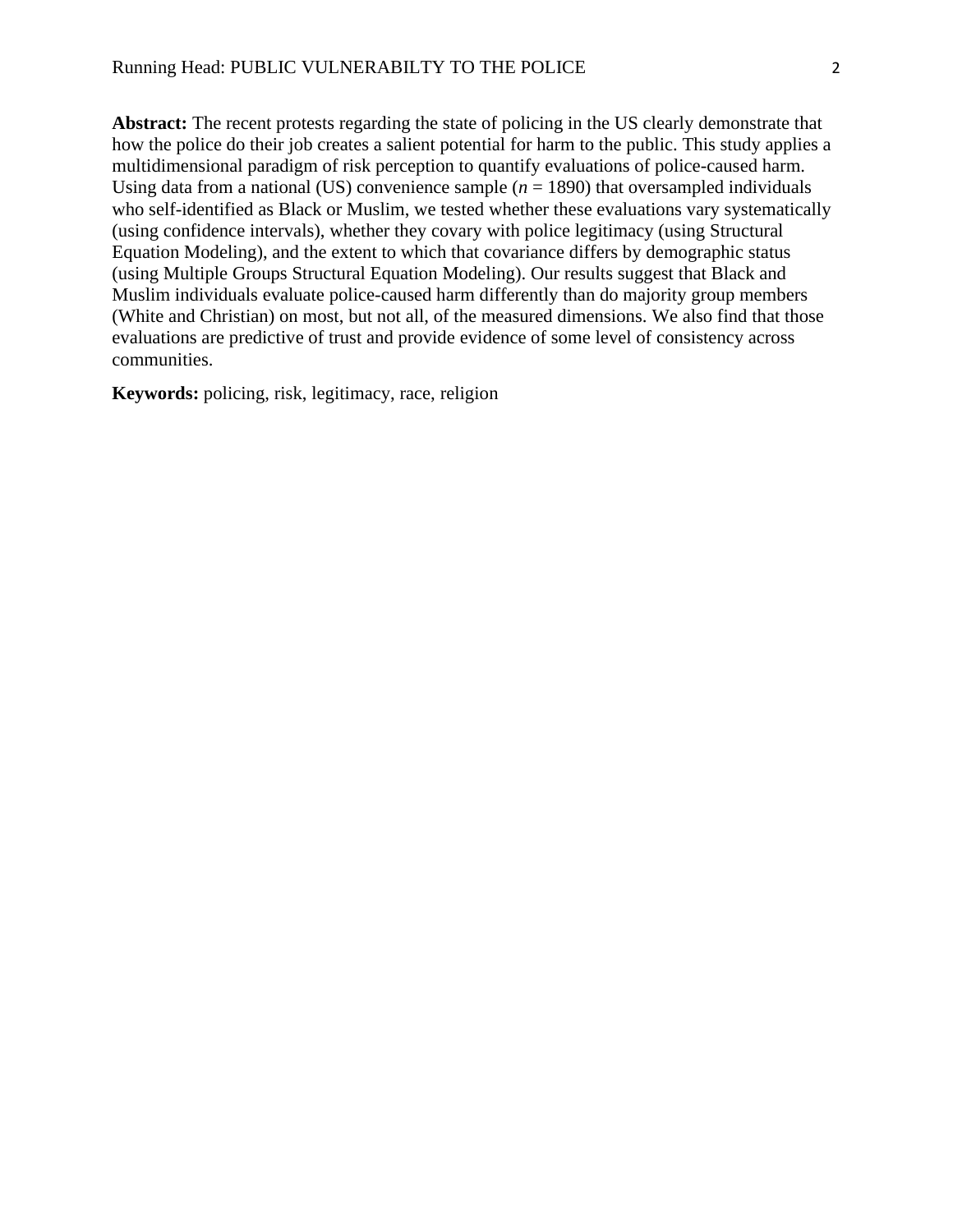**Abstract:** The recent protests regarding the state of policing in the US clearly demonstrate that how the police do their job creates a salient potential for harm to the public. This study applies a multidimensional paradigm of risk perception to quantify evaluations of police-caused harm. Using data from a national (US) convenience sample ($n$ = 1890) that oversampled individuals who self-identified as Black or Muslim, we tested whether these evaluations vary systematically (using confidence intervals), whether they covary with police legitimacy (using Structural Equation Modeling), and the extent to which that covariance differs by demographic status (using Multiple Groups Structural Equation Modeling). Our results suggest that Black and Muslim individuals evaluate police-caused harm differently than do majority group members (White and Christian) on most, but not all, of the measured dimensions. We also find that those evaluations are predictive of trust and provide evidence of some level of consistency across communities.

**Keywords:** policing, risk, legitimacy, race, religion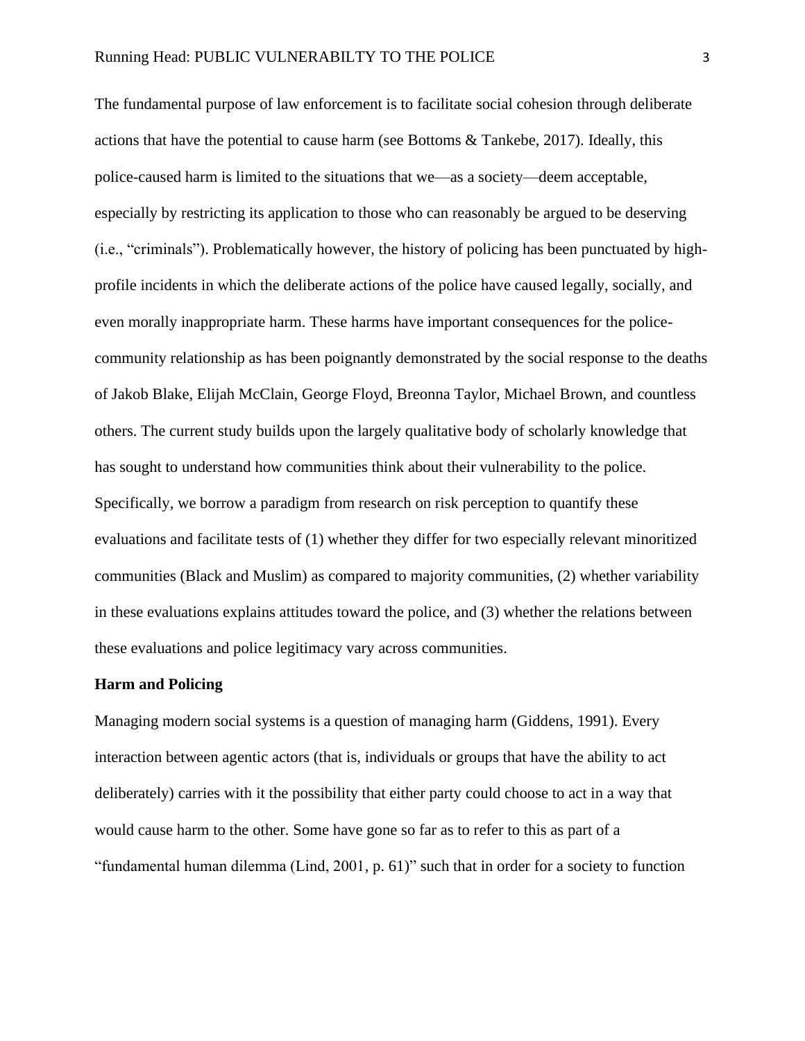The fundamental purpose of law enforcement is to facilitate social cohesion through deliberate actions that have the potential to cause harm (see Bottoms & Tankebe, 2017). Ideally, this police-caused harm is limited to the situations that we—as a society—deem acceptable, especially by restricting its application to those who can reasonably be argued to be deserving (i.e., "criminals"). Problematically however, the history of policing has been punctuated by high-profile incidents in which the deliberate actions of the police have caused legally, socially, and even morally inappropriate harm. These harms have important consequences for the police-community relationship as has been poignantly demonstrated by the social response to the deaths of Jakob Blake, Elijah McClain, George Floyd, Breonna Taylor, Michael Brown, and countless others. The current study builds upon the largely qualitative body of scholarly knowledge that has sought to understand how communities think about their vulnerability to the police. Specifically, we borrow a paradigm from research on risk perception to quantify these evaluations and facilitate tests of (1) whether they differ for two especially relevant minoritized communities (Black and Muslim) as compared to majority communities, (2) whether variability in these evaluations explains attitudes toward the police, and (3) whether the relations between these evaluations and police legitimacy vary across communities.

## Harm and Policing

Managing modern social systems is a question of managing harm (Giddens, 1991). Every interaction between agentic actors (that is, individuals or groups that have the ability to act deliberately) carries with it the possibility that either party could choose to act in a way that would cause harm to the other. Some have gone so far as to refer to this as part of a "fundamental human dilemma (Lind, 2001, p. 61)" such that in order for a society to function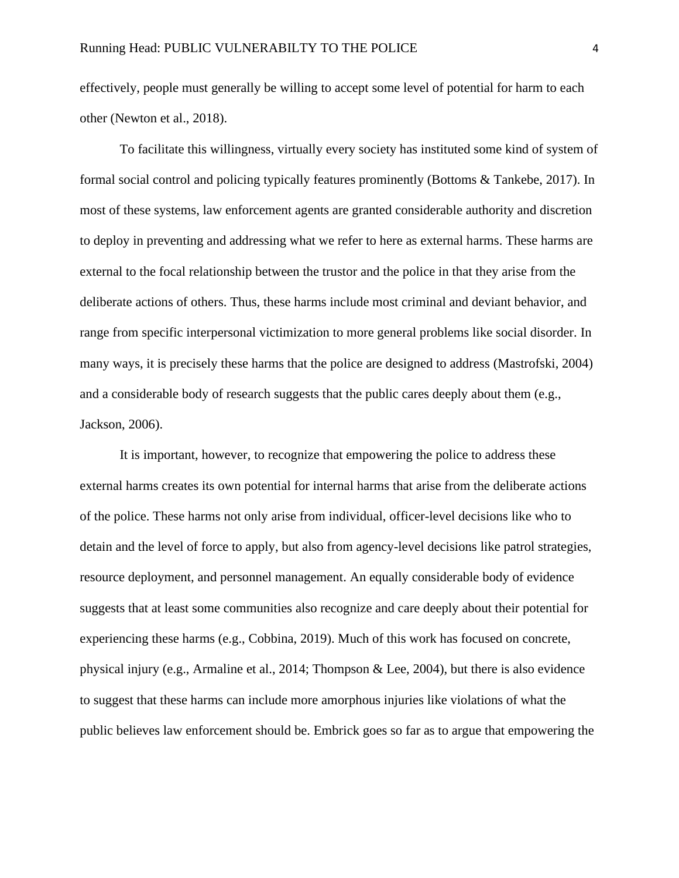effectively, people must generally be willing to accept some level of potential for harm to each other (Newton et al., 2018).

To facilitate this willingness, virtually every society has instituted some kind of system of formal social control and policing typically features prominently (Bottoms & Tankebe, 2017). In most of these systems, law enforcement agents are granted considerable authority and discretion to deploy in preventing and addressing what we refer to here as external harms. These harms are external to the focal relationship between the trustor and the police in that they arise from the deliberate actions of others. Thus, these harms include most criminal and deviant behavior, and range from specific interpersonal victimization to more general problems like social disorder. In many ways, it is precisely these harms that the police are designed to address (Mastrofski, 2004) and a considerable body of research suggests that the public cares deeply about them (e.g., Jackson, 2006).

It is important, however, to recognize that empowering the police to address these external harms creates its own potential for internal harms that arise from the deliberate actions of the police. These harms not only arise from individual, officer-level decisions like who to detain and the level of force to apply, but also from agency-level decisions like patrol strategies, resource deployment, and personnel management. An equally considerable body of evidence suggests that at least some communities also recognize and care deeply about their potential for experiencing these harms (e.g., Cobbina, 2019). Much of this work has focused on concrete, physical injury (e.g., Armaline et al., 2014; Thompson & Lee, 2004), but there is also evidence to suggest that these harms can include more amorphous injuries like violations of what the public believes law enforcement should be. Embrick goes so far as to argue that empowering the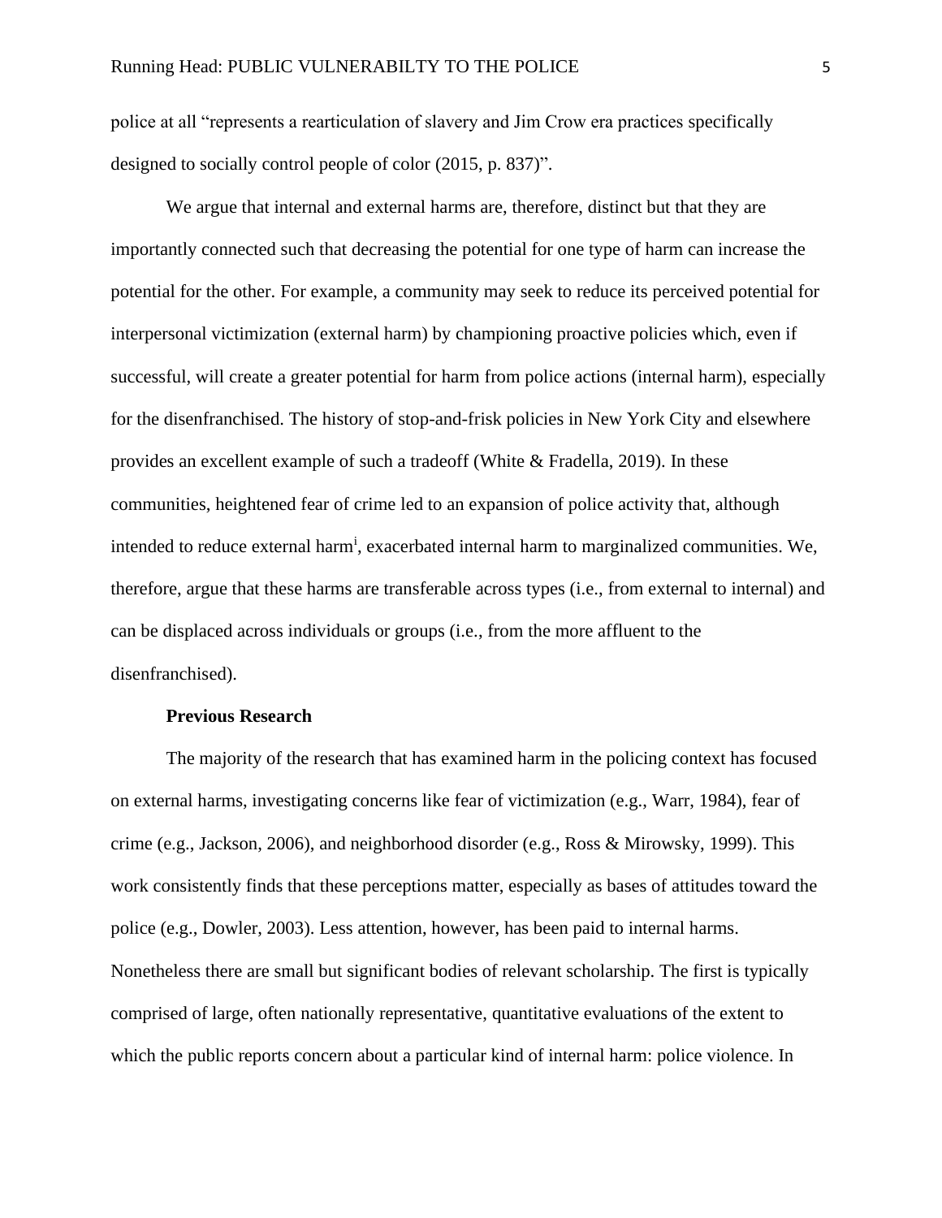police at all "represents a rearticulation of slavery and Jim Crow era practices specifically designed to socially control people of color (2015, p. 837)".

We argue that internal and external harms are, therefore, distinct but that they are importantly connected such that decreasing the potential for one type of harm can increase the potential for the other. For example, a community may seek to reduce its perceived potential for interpersonal victimization (external harm) by championing proactive policies which, even if successful, will create a greater potential for harm from police actions (internal harm), especially for the disenfranchised. The history of stop-and-frisk policies in New York City and elsewhere provides an excellent example of such a tradeoff (White & Fradella, 2019). In these communities, heightened fear of crime led to an expansion of police activity that, although intended to reduce external harm[i], exacerbated internal harm to marginalized communities. We, therefore, argue that these harms are transferable across types (i.e., from external to internal) and can be displaced across individuals or groups (i.e., from the more affluent to the disenfranchised).

## Previous Research

The majority of the research that has examined harm in the policing context has focused on external harms, investigating concerns like fear of victimization (e.g., Warr, 1984), fear of crime (e.g., Jackson, 2006), and neighborhood disorder (e.g., Ross & Mirowsky, 1999). This work consistently finds that these perceptions matter, especially as bases of attitudes toward the police (e.g., Dowler, 2003). Less attention, however, has been paid to internal harms. Nonetheless there are small but significant bodies of relevant scholarship. The first is typically comprised of large, often nationally representative, quantitative evaluations of the extent to which the public reports concern about a particular kind of internal harm: police violence. In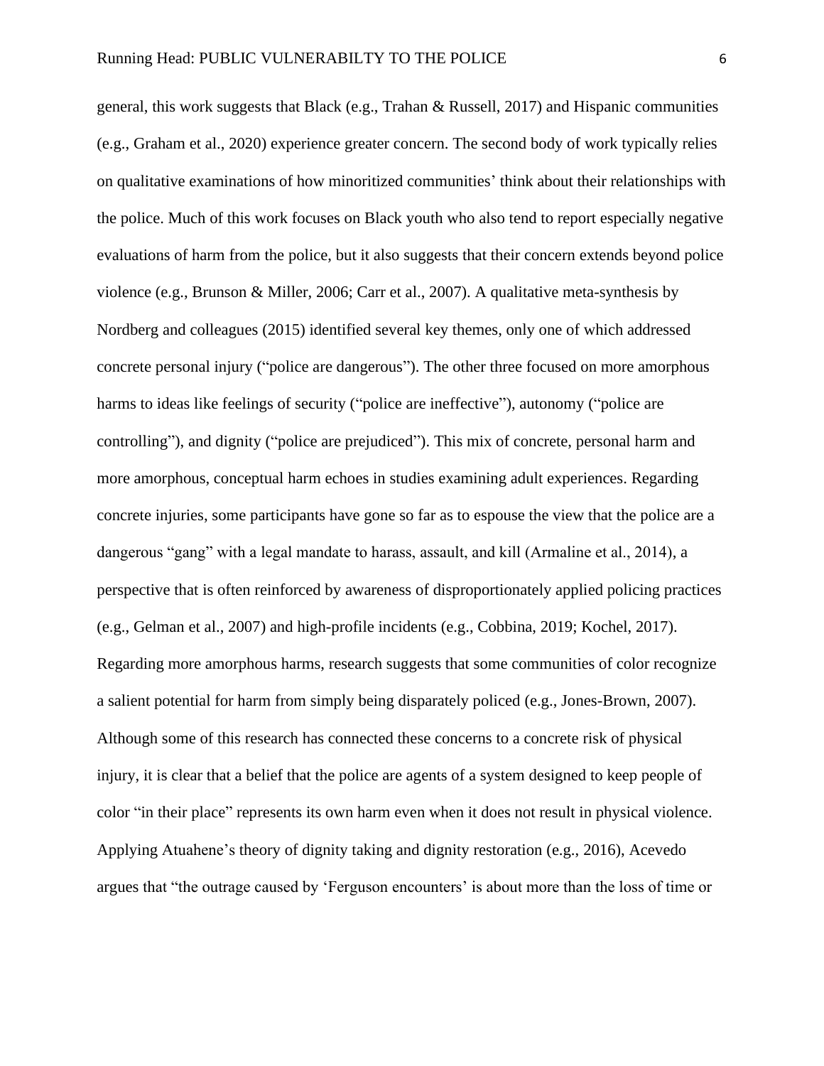general, this work suggests that Black (e.g., Trahan & Russell, 2017) and Hispanic communities (e.g., Graham et al., 2020) experience greater concern. The second body of work typically relies on qualitative examinations of how minoritized communities' think about their relationships with the police. Much of this work focuses on Black youth who also tend to report especially negative evaluations of harm from the police, but it also suggests that their concern extends beyond police violence (e.g., Brunson & Miller, 2006; Carr et al., 2007). A qualitative meta-synthesis by Nordberg and colleagues (2015) identified several key themes, only one of which addressed concrete personal injury ("police are dangerous"). The other three focused on more amorphous harms to ideas like feelings of security ("police are ineffective"), autonomy ("police are controlling"), and dignity ("police are prejudiced"). This mix of concrete, personal harm and more amorphous, conceptual harm echoes in studies examining adult experiences. Regarding concrete injuries, some participants have gone so far as to espouse the view that the police are a dangerous "gang" with a legal mandate to harass, assault, and kill (Armaline et al., 2014), a perspective that is often reinforced by awareness of disproportionately applied policing practices (e.g., Gelman et al., 2007) and high-profile incidents (e.g., Cobbina, 2019; Kochel, 2017). Regarding more amorphous harms, research suggests that some communities of color recognize a salient potential for harm from simply being disparately policed (e.g., Jones-Brown, 2007). Although some of this research has connected these concerns to a concrete risk of physical injury, it is clear that a belief that the police are agents of a system designed to keep people of color "in their place" represents its own harm even when it does not result in physical violence. Applying Atuahene's theory of dignity taking and dignity restoration (e.g., 2016), Acevedo argues that "the outrage caused by 'Ferguson encounters' is about more than the loss of time or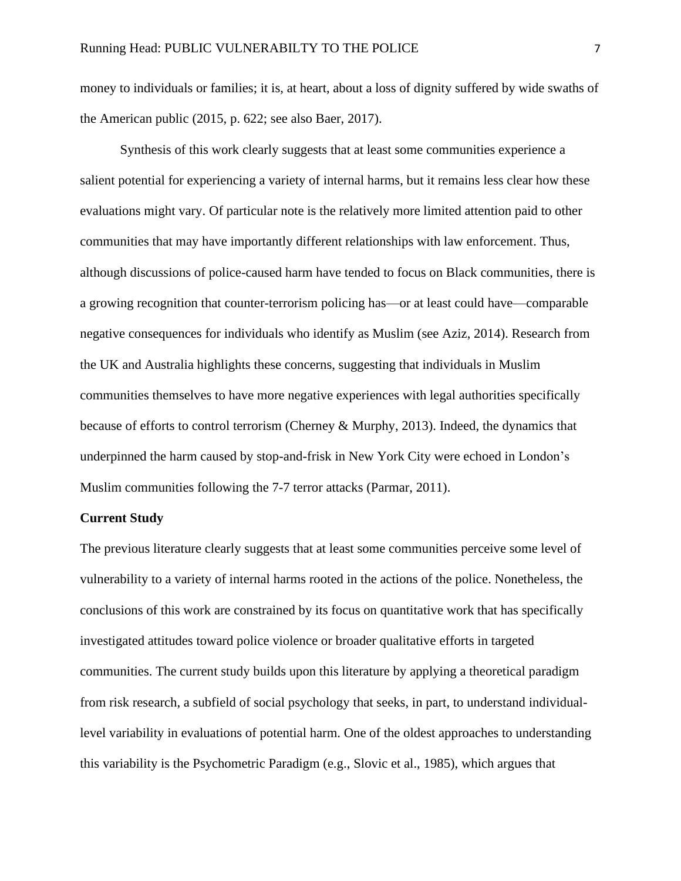money to individuals or families; it is, at heart, about a loss of dignity suffered by wide swaths of the American public (2015, p. 622; see also Baer, 2017).

Synthesis of this work clearly suggests that at least some communities experience a salient potential for experiencing a variety of internal harms, but it remains less clear how these evaluations might vary. Of particular note is the relatively more limited attention paid to other communities that may have importantly different relationships with law enforcement. Thus, although discussions of police-caused harm have tended to focus on Black communities, there is a growing recognition that counter-terrorism policing has—or at least could have—comparable negative consequences for individuals who identify as Muslim (see Aziz, 2014). Research from the UK and Australia highlights these concerns, suggesting that individuals in Muslim communities themselves to have more negative experiences with legal authorities specifically because of efforts to control terrorism (Cherney & Murphy, 2013). Indeed, the dynamics that underpinned the harm caused by stop-and-frisk in New York City were echoed in London's Muslim communities following the 7-7 terror attacks (Parmar, 2011).

**Current Study**

The previous literature clearly suggests that at least some communities perceive some level of vulnerability to a variety of internal harms rooted in the actions of the police. Nonetheless, the conclusions of this work are constrained by its focus on quantitative work that has specifically investigated attitudes toward police violence or broader qualitative efforts in targeted communities. The current study builds upon this literature by applying a theoretical paradigm from risk research, a subfield of social psychology that seeks, in part, to understand individual-level variability in evaluations of potential harm. One of the oldest approaches to understanding this variability is the Psychometric Paradigm (e.g., Slovic et al., 1985), which argues that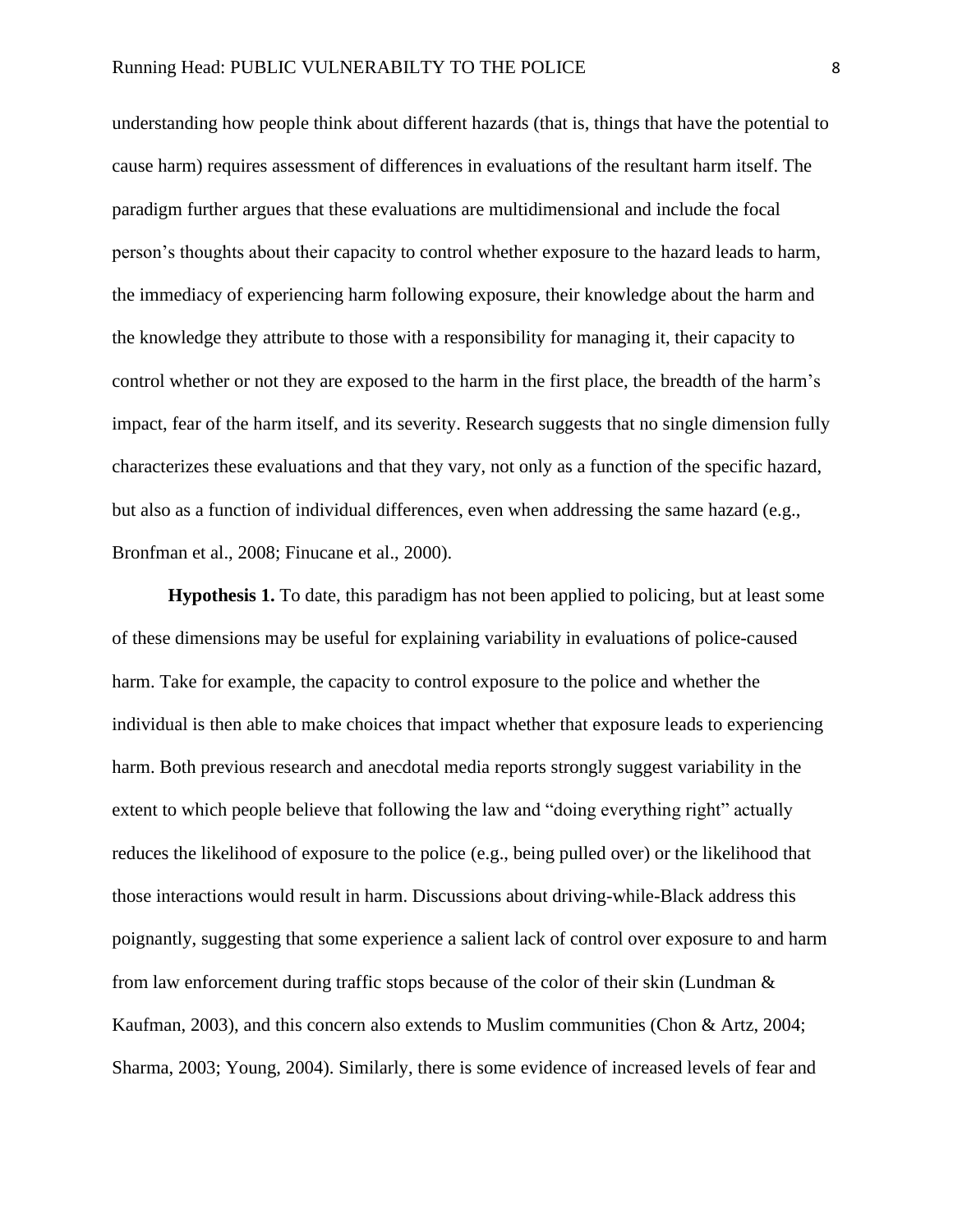understanding how people think about different hazards (that is, things that have the potential to cause harm) requires assessment of differences in evaluations of the resultant harm itself. The paradigm further argues that these evaluations are multidimensional and include the focal person's thoughts about their capacity to control whether exposure to the hazard leads to harm, the immediacy of experiencing harm following exposure, their knowledge about the harm and the knowledge they attribute to those with a responsibility for managing it, their capacity to control whether or not they are exposed to the harm in the first place, the breadth of the harm's impact, fear of the harm itself, and its severity. Research suggests that no single dimension fully characterizes these evaluations and that they vary, not only as a function of the specific hazard, but also as a function of individual differences, even when addressing the same hazard (e.g., Bronfman et al., 2008; Finucane et al., 2000).

**Hypothesis 1.** To date, this paradigm has not been applied to policing, but at least some of these dimensions may be useful for explaining variability in evaluations of police-caused harm. Take for example, the capacity to control exposure to the police and whether the individual is then able to make choices that impact whether that exposure leads to experiencing harm. Both previous research and anecdotal media reports strongly suggest variability in the extent to which people believe that following the law and "doing everything right" actually reduces the likelihood of exposure to the police (e.g., being pulled over) or the likelihood that those interactions would result in harm. Discussions about driving-while-Black address this poignantly, suggesting that some experience a salient lack of control over exposure to and harm from law enforcement during traffic stops because of the color of their skin (Lundman & Kaufman, 2003), and this concern also extends to Muslim communities (Chon & Artz, 2004; Sharma, 2003; Young, 2004). Similarly, there is some evidence of increased levels of fear and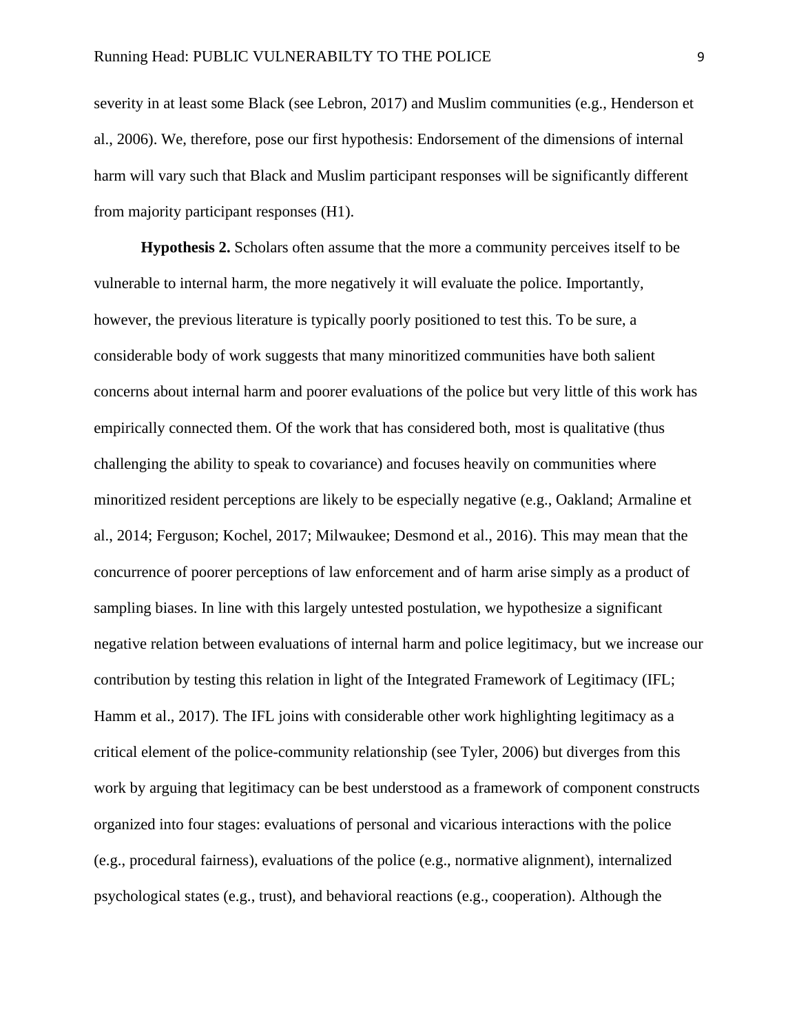severity in at least some Black (see Lebron, 2017) and Muslim communities (e.g., Henderson et al., 2006). We, therefore, pose our first hypothesis: Endorsement of the dimensions of internal harm will vary such that Black and Muslim participant responses will be significantly different from majority participant responses (H1).

**Hypothesis 2.** Scholars often assume that the more a community perceives itself to be vulnerable to internal harm, the more negatively it will evaluate the police. Importantly, however, the previous literature is typically poorly positioned to test this. To be sure, a considerable body of work suggests that many minoritized communities have both salient concerns about internal harm and poorer evaluations of the police but very little of this work has empirically connected them. Of the work that has considered both, most is qualitative (thus challenging the ability to speak to covariance) and focuses heavily on communities where minoritized resident perceptions are likely to be especially negative (e.g., Oakland; Armaline et al., 2014; Ferguson; Kochel, 2017; Milwaukee; Desmond et al., 2016). This may mean that the concurrence of poorer perceptions of law enforcement and of harm arise simply as a product of sampling biases. In line with this largely untested postulation, we hypothesize a significant negative relation between evaluations of internal harm and police legitimacy, but we increase our contribution by testing this relation in light of the Integrated Framework of Legitimacy (IFL; Hamm et al., 2017). The IFL joins with considerable other work highlighting legitimacy as a critical element of the police-community relationship (see Tyler, 2006) but diverges from this work by arguing that legitimacy can be best understood as a framework of component constructs organized into four stages: evaluations of personal and vicarious interactions with the police (e.g., procedural fairness), evaluations of the police (e.g., normative alignment), internalized psychological states (e.g., trust), and behavioral reactions (e.g., cooperation). Although the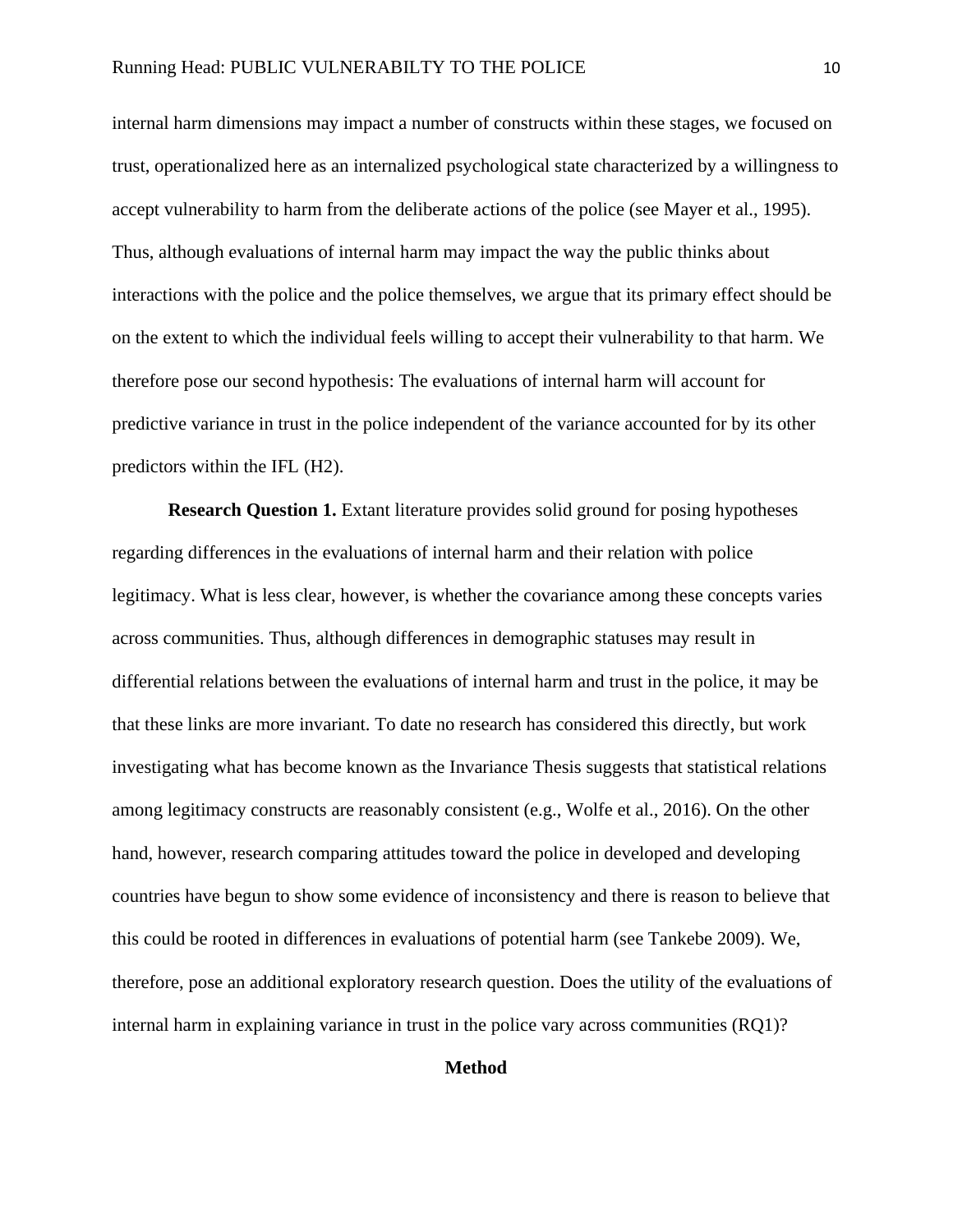internal harm dimensions may impact a number of constructs within these stages, we focused on trust, operationalized here as an internalized psychological state characterized by a willingness to accept vulnerability to harm from the deliberate actions of the police (see Mayer et al., 1995). Thus, although evaluations of internal harm may impact the way the public thinks about interactions with the police and the police themselves, we argue that its primary effect should be on the extent to which the individual feels willing to accept their vulnerability to that harm. We therefore pose our second hypothesis: The evaluations of internal harm will account for predictive variance in trust in the police independent of the variance accounted for by its other predictors within the IFL (H2).

**Research Question 1.** Extant literature provides solid ground for posing hypotheses regarding differences in the evaluations of internal harm and their relation with police legitimacy. What is less clear, however, is whether the covariance among these concepts varies across communities. Thus, although differences in demographic statuses may result in differential relations between the evaluations of internal harm and trust in the police, it may be that these links are more invariant. To date no research has considered this directly, but work investigating what has become known as the Invariance Thesis suggests that statistical relations among legitimacy constructs are reasonably consistent (e.g., Wolfe et al., 2016). On the other hand, however, research comparing attitudes toward the police in developed and developing countries have begun to show some evidence of inconsistency and there is reason to believe that this could be rooted in differences in evaluations of potential harm (see Tankebe 2009). We, therefore, pose an additional exploratory research question. Does the utility of the evaluations of internal harm in explaining variance in trust in the police vary across communities (RQ1)?

## Method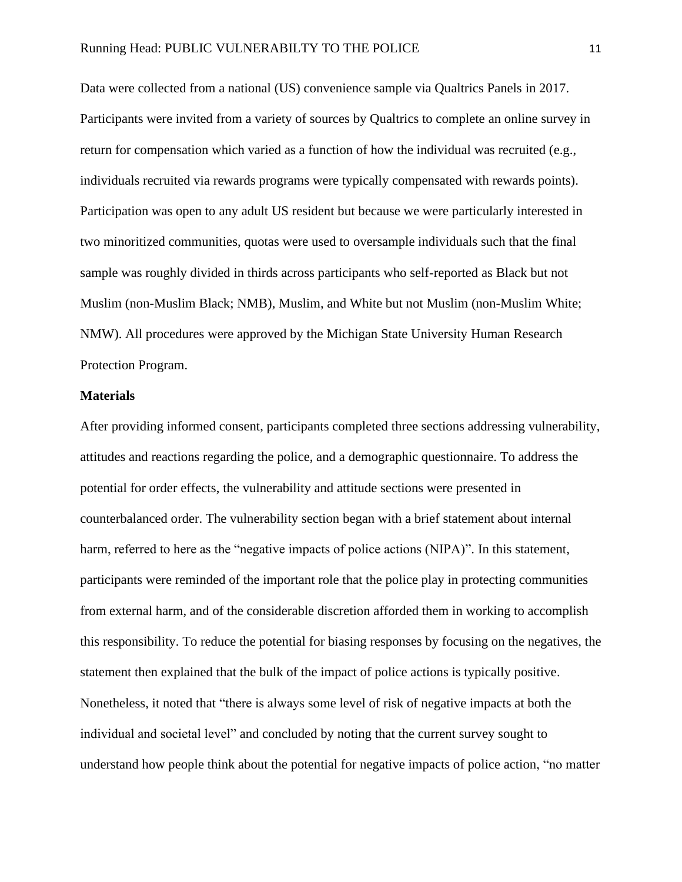Data were collected from a national (US) convenience sample via Qualtrics Panels in 2017. Participants were invited from a variety of sources by Qualtrics to complete an online survey in return for compensation which varied as a function of how the individual was recruited (e.g., individuals recruited via rewards programs were typically compensated with rewards points). Participation was open to any adult US resident but because we were particularly interested in two minoritized communities, quotas were used to oversample individuals such that the final sample was roughly divided in thirds across participants who self-reported as Black but not Muslim (non-Muslim Black; NMB), Muslim, and White but not Muslim (non-Muslim White; NMW). All procedures were approved by the Michigan State University Human Research Protection Program.

**Materials**

After providing informed consent, participants completed three sections addressing vulnerability, attitudes and reactions regarding the police, and a demographic questionnaire. To address the potential for order effects, the vulnerability and attitude sections were presented in counterbalanced order. The vulnerability section began with a brief statement about internal harm, referred to here as the "negative impacts of police actions (NIPA)". In this statement, participants were reminded of the important role that the police play in protecting communities from external harm, and of the considerable discretion afforded them in working to accomplish this responsibility. To reduce the potential for biasing responses by focusing on the negatives, the statement then explained that the bulk of the impact of police actions is typically positive. Nonetheless, it noted that "there is always some level of risk of negative impacts at both the individual and societal level" and concluded by noting that the current survey sought to understand how people think about the potential for negative impacts of police action, "no matter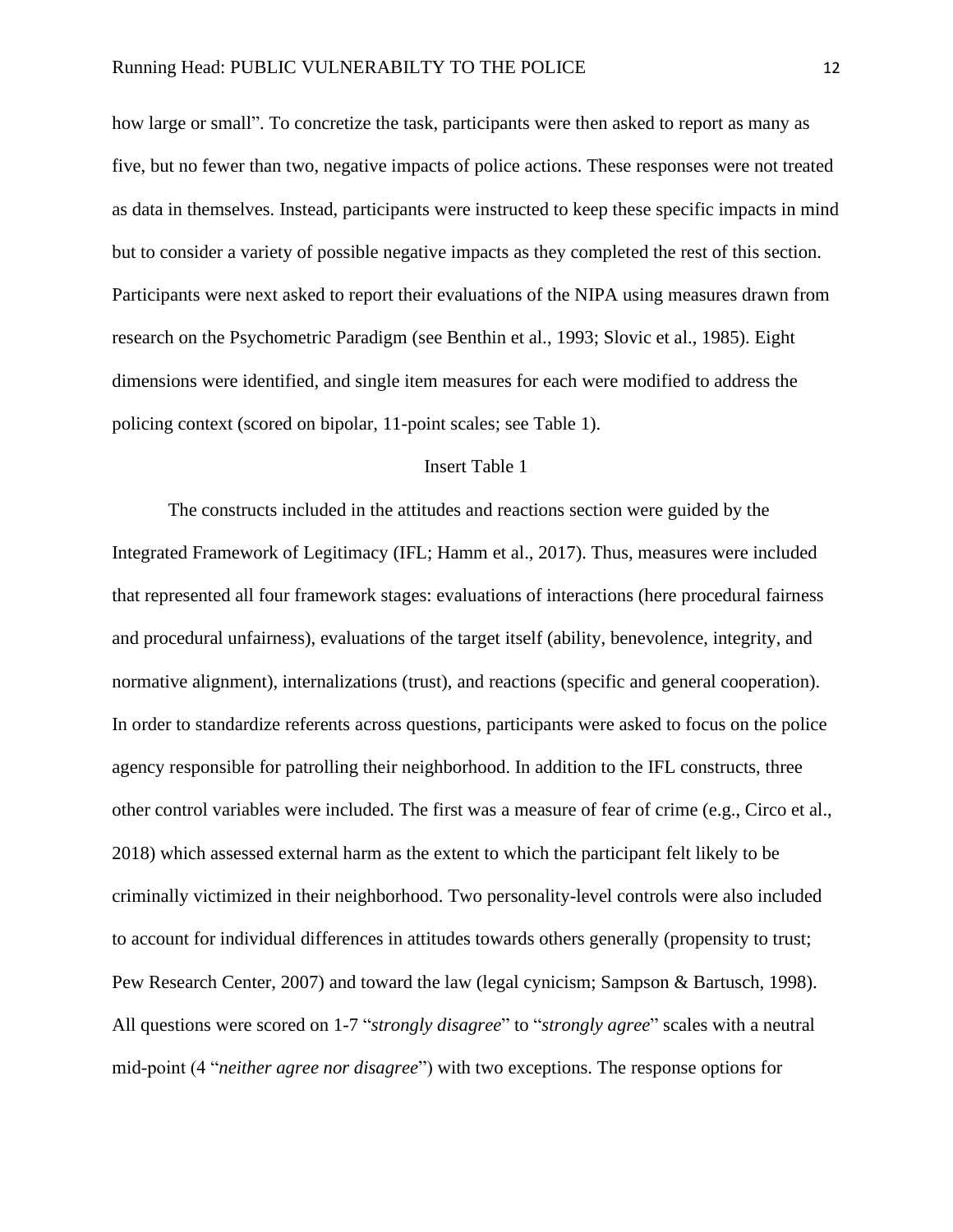how large or small". To concretize the task, participants were then asked to report as many as five, but no fewer than two, negative impacts of police actions. These responses were not treated as data in themselves. Instead, participants were instructed to keep these specific impacts in mind but to consider a variety of possible negative impacts as they completed the rest of this section. Participants were next asked to report their evaluations of the NIPA using measures drawn from research on the Psychometric Paradigm (see Benthin et al., 1993; Slovic et al., 1985). Eight dimensions were identified, and single item measures for each were modified to address the policing context (scored on bipolar, 11-point scales; see Table 1).

Insert Table 1

The constructs included in the attitudes and reactions section were guided by the Integrated Framework of Legitimacy (IFL; Hamm et al., 2017). Thus, measures were included that represented all four framework stages: evaluations of interactions (here procedural fairness and procedural unfairness), evaluations of the target itself (ability, benevolence, integrity, and normative alignment), internalizations (trust), and reactions (specific and general cooperation). In order to standardize referents across questions, participants were asked to focus on the police agency responsible for patrolling their neighborhood. In addition to the IFL constructs, three other control variables were included. The first was a measure of fear of crime (e.g., Circo et al., 2018) which assessed external harm as the extent to which the participant felt likely to be criminally victimized in their neighborhood. Two personality-level controls were also included to account for individual differences in attitudes towards others generally (propensity to trust; Pew Research Center, 2007) and toward the law (legal cynicism; Sampson & Bartusch, 1998). All questions were scored on 1-7 "*strongly disagree*" to "*strongly agree*" scales with a neutral mid-point (4 "*neither agree nor disagree*") with two exceptions. The response options for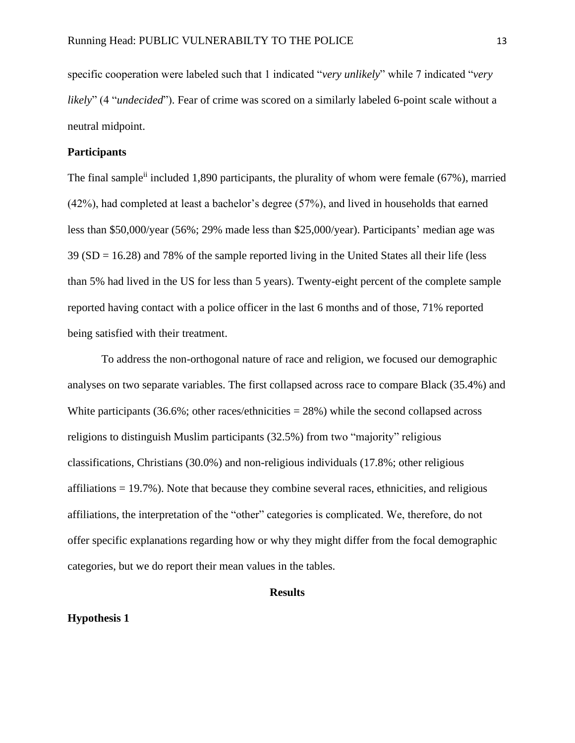specific cooperation were labeled such that 1 indicated "*very unlikely*" while 7 indicated "*very likely*" (4 "*undecided*"). Fear of crime was scored on a similarly labeled 6-point scale without a neutral midpoint.

**Participants**

The final sample[ii] included 1,890 participants, the plurality of whom were female (67%), married (42%), had completed at least a bachelor's degree (57%), and lived in households that earned less than $50,000/year (56%; 29% made less than $25,000/year). Participants' median age was 39 (SD = 16.28) and 78% of the sample reported living in the United States all their life (less than 5% had lived in the US for less than 5 years). Twenty-eight percent of the complete sample reported having contact with a police officer in the last 6 months and of those, 71% reported being satisfied with their treatment.

To address the non-orthogonal nature of race and religion, we focused our demographic analyses on two separate variables. The first collapsed across race to compare Black (35.4%) and White participants (36.6%; other races/ethnicities = 28%) while the second collapsed across religions to distinguish Muslim participants (32.5%) from two "majority" religious classifications, Christians (30.0%) and non-religious individuals (17.8%; other religious affiliations = 19.7%). Note that because they combine several races, ethnicities, and religious affiliations, the interpretation of the "other" categories is complicated. We, therefore, do not offer specific explanations regarding how or why they might differ from the focal demographic categories, but we do report their mean values in the tables.

## Results

**Hypothesis 1**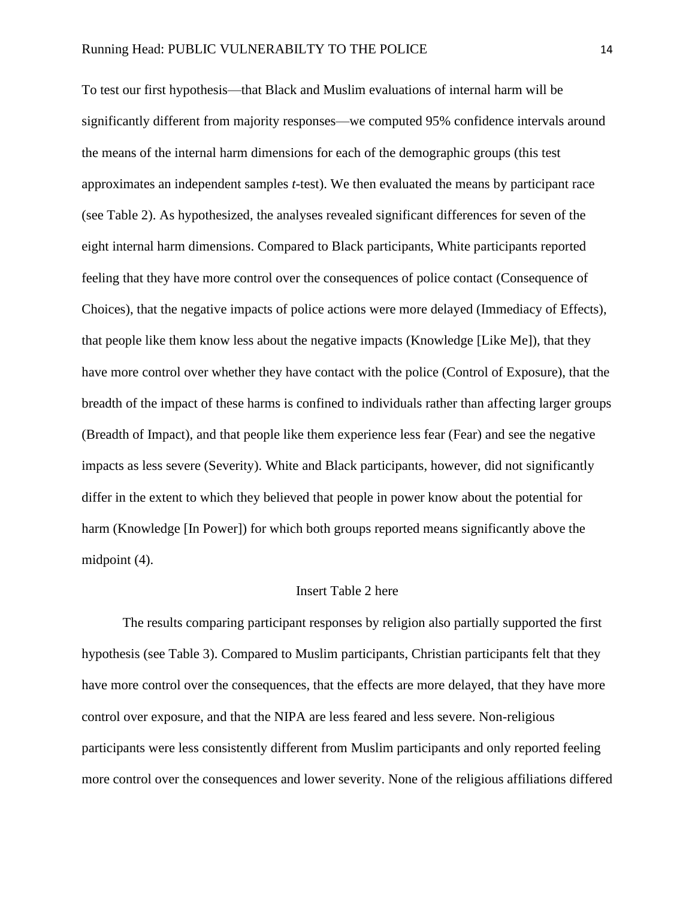To test our first hypothesis—that Black and Muslim evaluations of internal harm will be significantly different from majority responses—we computed 95% confidence intervals around the means of the internal harm dimensions for each of the demographic groups (this test approximates an independent samples *t*-test). We then evaluated the means by participant race (see Table 2). As hypothesized, the analyses revealed significant differences for seven of the eight internal harm dimensions. Compared to Black participants, White participants reported feeling that they have more control over the consequences of police contact (Consequence of Choices), that the negative impacts of police actions were more delayed (Immediacy of Effects), that people like them know less about the negative impacts (Knowledge [Like Me]), that they have more control over whether they have contact with the police (Control of Exposure), that the breadth of the impact of these harms is confined to individuals rather than affecting larger groups (Breadth of Impact), and that people like them experience less fear (Fear) and see the negative impacts as less severe (Severity). White and Black participants, however, did not significantly differ in the extent to which they believed that people in power know about the potential for harm (Knowledge [In Power]) for which both groups reported means significantly above the midpoint (4).

Insert Table 2 here

The results comparing participant responses by religion also partially supported the first hypothesis (see Table 3). Compared to Muslim participants, Christian participants felt that they have more control over the consequences, that the effects are more delayed, that they have more control over exposure, and that the NIPA are less feared and less severe. Non-religious participants were less consistently different from Muslim participants and only reported feeling more control over the consequences and lower severity. None of the religious affiliations differed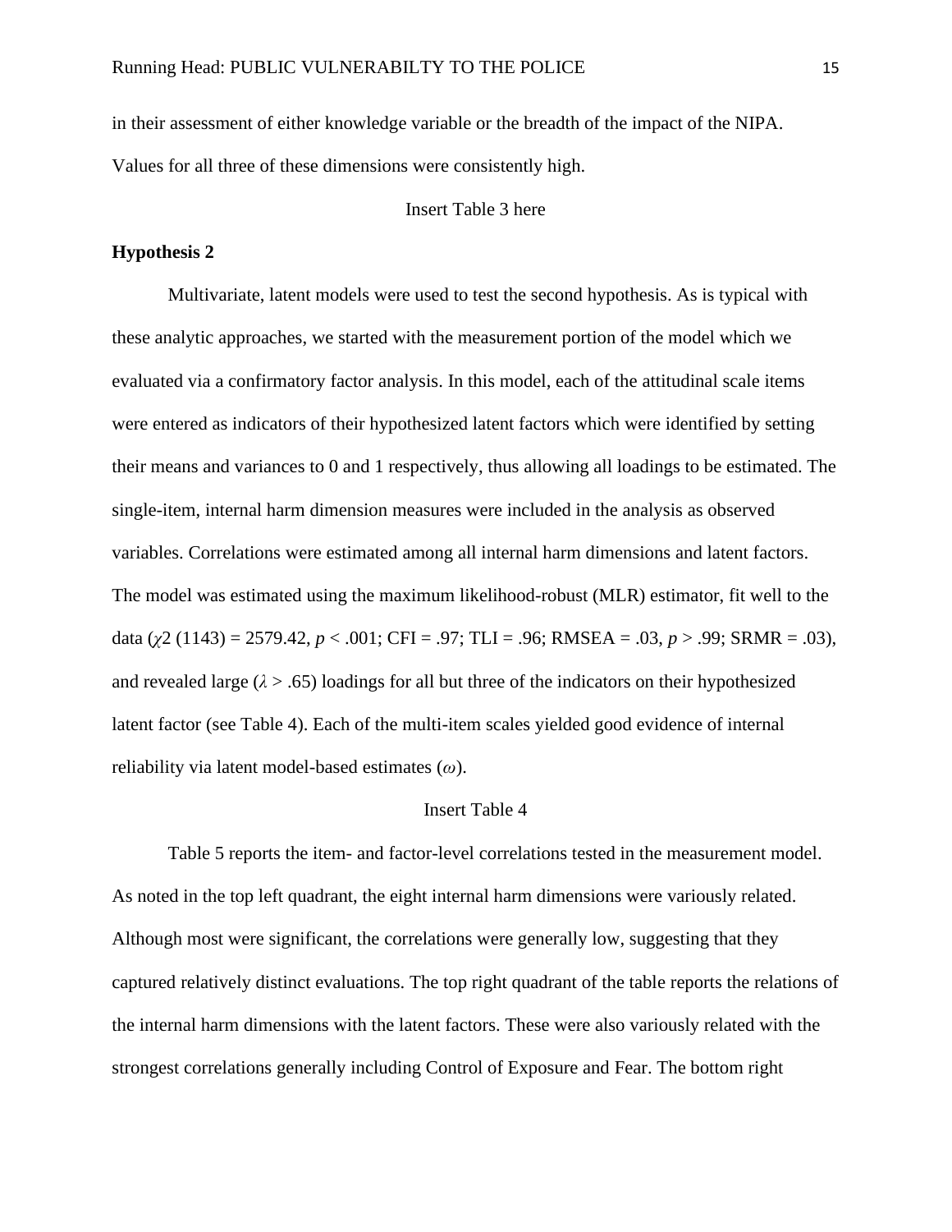in their assessment of either knowledge variable or the breadth of the impact of the NIPA. Values for all three of these dimensions were consistently high.

Insert Table 3 here

**Hypothesis 2**

Multivariate, latent models were used to test the second hypothesis. As is typical with these analytic approaches, we started with the measurement portion of the model which we evaluated via a confirmatory factor analysis. In this model, each of the attitudinal scale items were entered as indicators of their hypothesized latent factors which were identified by setting their means and variances to 0 and 1 respectively, thus allowing all loadings to be estimated. The single-item, internal harm dimension measures were included in the analysis as observed variables. Correlations were estimated among all internal harm dimensions and latent factors. The model was estimated using the maximum likelihood-robust (MLR) estimator, fit well to the data ($\chi^2$ (1143) = 2579.42, $p < .001$; CFI = .97; TLI = .96; RMSEA = .03, $p > .99$; SRMR = .03), and revealed large ($\lambda > .65$) loadings for all but three of the indicators on their hypothesized latent factor (see Table 4). Each of the multi-item scales yielded good evidence of internal reliability via latent model-based estimates ($\omega$).

Insert Table 4

Table 5 reports the item- and factor-level correlations tested in the measurement model. As noted in the top left quadrant, the eight internal harm dimensions were variously related. Although most were significant, the correlations were generally low, suggesting that they captured relatively distinct evaluations. The top right quadrant of the table reports the relations of the internal harm dimensions with the latent factors. These were also variously related with the strongest correlations generally including Control of Exposure and Fear. The bottom right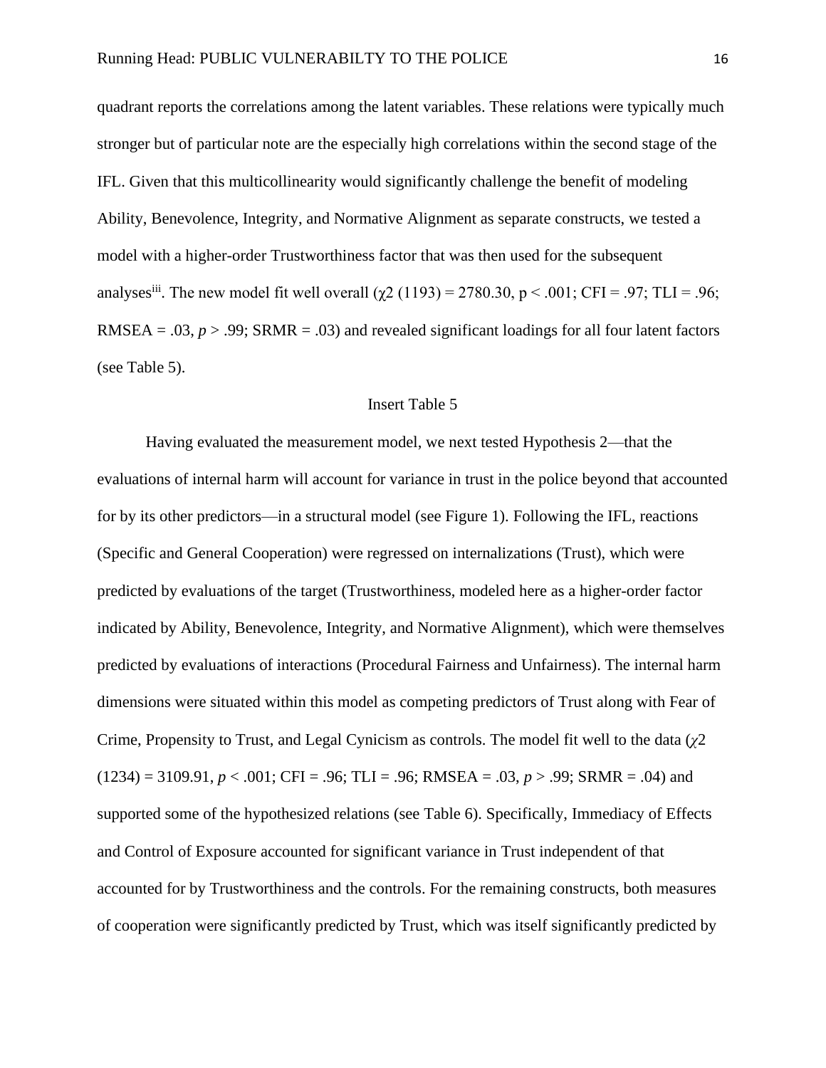quadrant reports the correlations among the latent variables. These relations were typically much stronger but of particular note are the especially high correlations within the second stage of the IFL. Given that this multicollinearity would significantly challenge the benefit of modeling Ability, Benevolence, Integrity, and Normative Alignment as separate constructs, we tested a model with a higher-order Trustworthiness factor that was then used for the subsequent analyses[iii]. The new model fit well overall ($\chi2$ (1193) = 2780.30, p < .001; CFI = .97; TLI = .96; RMSEA = .03, *p* > .99; SRMR = .03) and revealed significant loadings for all four latent factors (see Table 5).

Insert Table 5

Having evaluated the measurement model, we next tested Hypothesis 2—that the evaluations of internal harm will account for variance in trust in the police beyond that accounted for by its other predictors—in a structural model (see Figure 1). Following the IFL, reactions (Specific and General Cooperation) were regressed on internalizations (Trust), which were predicted by evaluations of the target (Trustworthiness, modeled here as a higher-order factor indicated by Ability, Benevolence, Integrity, and Normative Alignment), which were themselves predicted by evaluations of interactions (Procedural Fairness and Unfairness). The internal harm dimensions were situated within this model as competing predictors of Trust along with Fear of Crime, Propensity to Trust, and Legal Cynicism as controls. The model fit well to the data ($\chi2$ (1234) = 3109.91, *p* < .001; CFI = .96; TLI = .96; RMSEA = .03, *p* > .99; SRMR = .04) and supported some of the hypothesized relations (see Table 6). Specifically, Immediacy of Effects and Control of Exposure accounted for significant variance in Trust independent of that accounted for by Trustworthiness and the controls. For the remaining constructs, both measures of cooperation were significantly predicted by Trust, which was itself significantly predicted by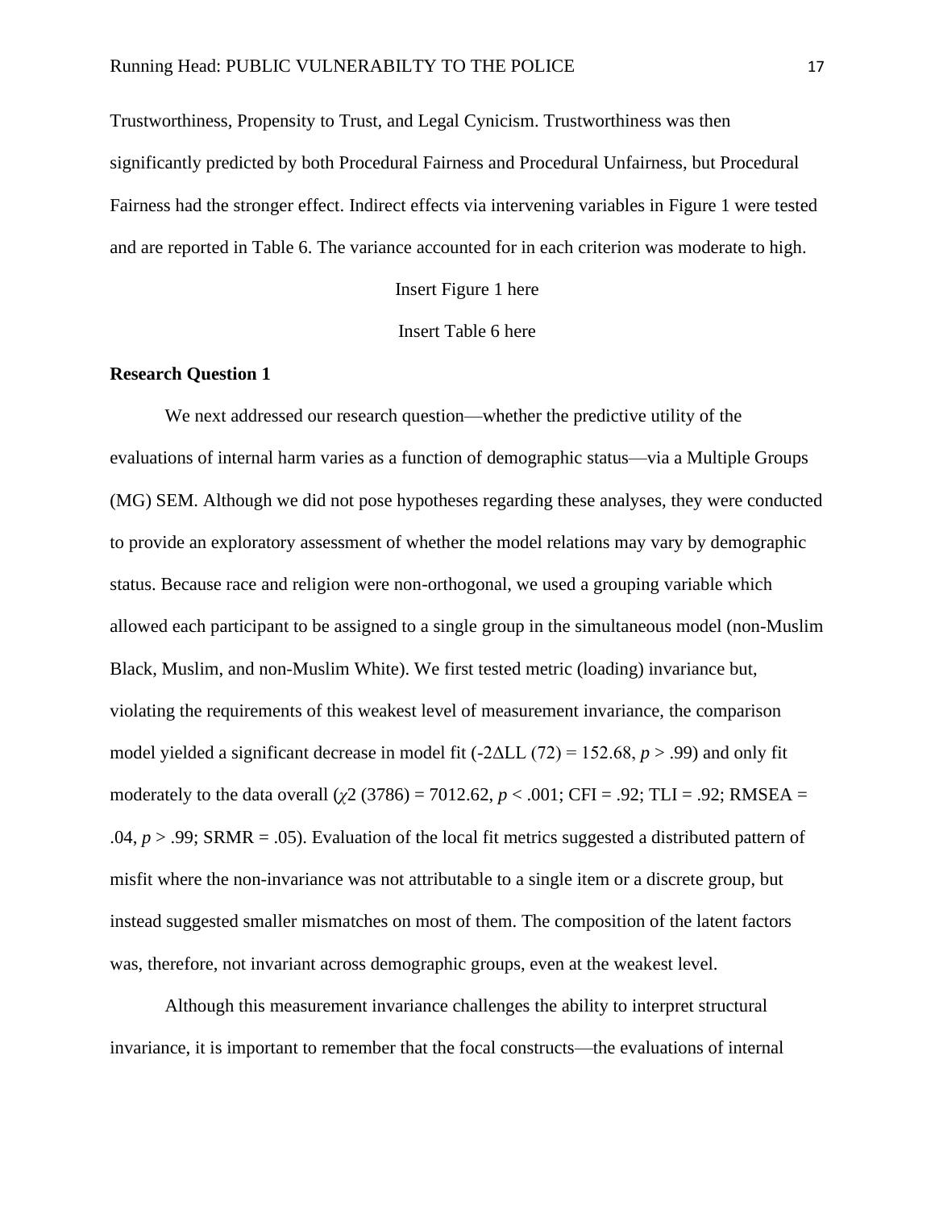Trustworthiness, Propensity to Trust, and Legal Cynicism. Trustworthiness was then significantly predicted by both Procedural Fairness and Procedural Unfairness, but Procedural Fairness had the stronger effect. Indirect effects via intervening variables in Figure 1 were tested and are reported in Table 6. The variance accounted for in each criterion was moderate to high.

Insert Figure 1 here

Insert Table 6 here

**Research Question 1**

We next addressed our research question—whether the predictive utility of the evaluations of internal harm varies as a function of demographic status—via a Multiple Groups (MG) SEM. Although we did not pose hypotheses regarding these analyses, they were conducted to provide an exploratory assessment of whether the model relations may vary by demographic status. Because race and religion were non-orthogonal, we used a grouping variable which allowed each participant to be assigned to a single group in the simultaneous model (non-Muslim Black, Muslim, and non-Muslim White). We first tested metric (loading) invariance but, violating the requirements of this weakest level of measurement invariance, the comparison model yielded a significant decrease in model fit ($-2\Delta LL$ (72) = 152.68, $p > .99$) and only fit moderately to the data overall ($\chi 2$ (3786) = 7012.62, $p < .001$; CFI = .92; TLI = .92; RMSEA = .04, $p > .99$; SRMR = .05). Evaluation of the local fit metrics suggested a distributed pattern of misfit where the non-invariance was not attributable to a single item or a discrete group, but instead suggested smaller mismatches on most of them. The composition of the latent factors was, therefore, not invariant across demographic groups, even at the weakest level.

Although this measurement invariance challenges the ability to interpret structural invariance, it is important to remember that the focal constructs—the evaluations of internal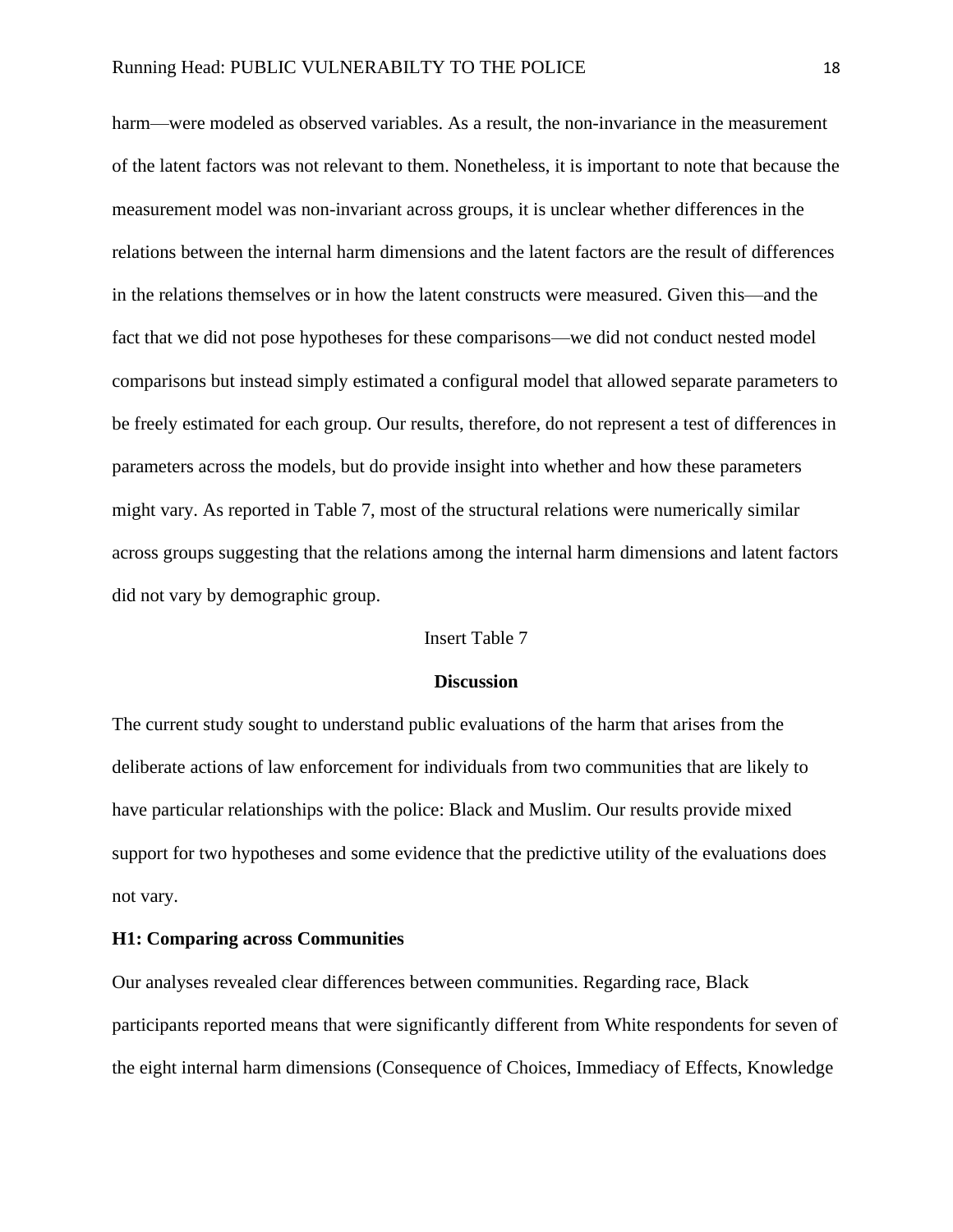harm—were modeled as observed variables. As a result, the non-invariance in the measurement of the latent factors was not relevant to them. Nonetheless, it is important to note that because the measurement model was non-invariant across groups, it is unclear whether differences in the relations between the internal harm dimensions and the latent factors are the result of differences in the relations themselves or in how the latent constructs were measured. Given this—and the fact that we did not pose hypotheses for these comparisons—we did not conduct nested model comparisons but instead simply estimated a configural model that allowed separate parameters to be freely estimated for each group. Our results, therefore, do not represent a test of differences in parameters across the models, but do provide insight into whether and how these parameters might vary. As reported in Table 7, most of the structural relations were numerically similar across groups suggesting that the relations among the internal harm dimensions and latent factors did not vary by demographic group.

Insert Table 7

## Discussion

The current study sought to understand public evaluations of the harm that arises from the deliberate actions of law enforcement for individuals from two communities that are likely to have particular relationships with the police: Black and Muslim. Our results provide mixed support for two hypotheses and some evidence that the predictive utility of the evaluations does not vary.

### H1: Comparing across Communities

Our analyses revealed clear differences between communities. Regarding race, Black participants reported means that were significantly different from White respondents for seven of the eight internal harm dimensions (Consequence of Choices, Immediacy of Effects, Knowledge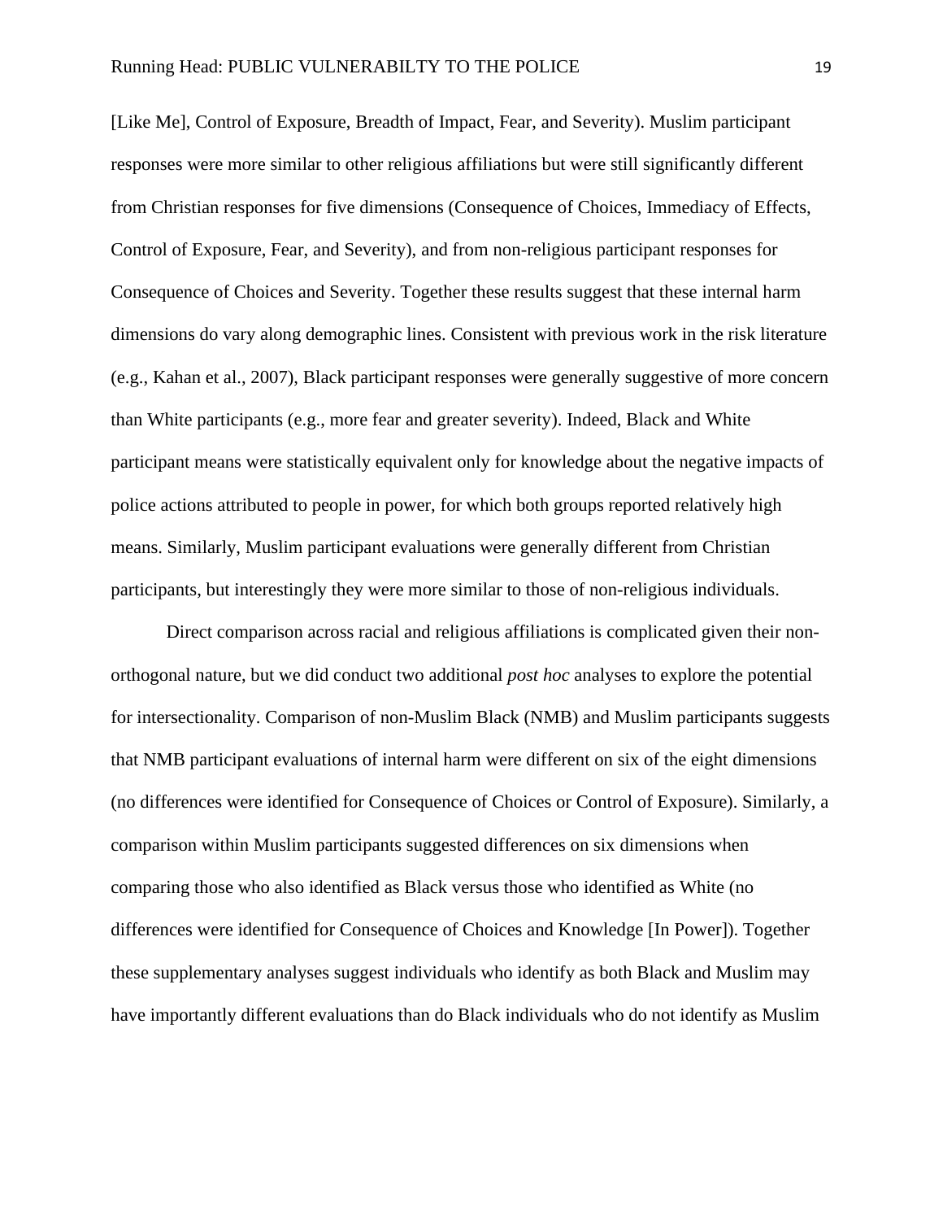[Like Me], Control of Exposure, Breadth of Impact, Fear, and Severity). Muslim participant responses were more similar to other religious affiliations but were still significantly different from Christian responses for five dimensions (Consequence of Choices, Immediacy of Effects, Control of Exposure, Fear, and Severity), and from non-religious participant responses for Consequence of Choices and Severity. Together these results suggest that these internal harm dimensions do vary along demographic lines. Consistent with previous work in the risk literature (e.g., Kahan et al., 2007), Black participant responses were generally suggestive of more concern than White participants (e.g., more fear and greater severity). Indeed, Black and White participant means were statistically equivalent only for knowledge about the negative impacts of police actions attributed to people in power, for which both groups reported relatively high means. Similarly, Muslim participant evaluations were generally different from Christian participants, but interestingly they were more similar to those of non-religious individuals.

Direct comparison across racial and religious affiliations is complicated given their non-orthogonal nature, but we did conduct two additional *post hoc* analyses to explore the potential for intersectionality. Comparison of non-Muslim Black (NMB) and Muslim participants suggests that NMB participant evaluations of internal harm were different on six of the eight dimensions (no differences were identified for Consequence of Choices or Control of Exposure). Similarly, a comparison within Muslim participants suggested differences on six dimensions when comparing those who also identified as Black versus those who identified as White (no differences were identified for Consequence of Choices and Knowledge [In Power]). Together these supplementary analyses suggest individuals who identify as both Black and Muslim may have importantly different evaluations than do Black individuals who do not identify as Muslim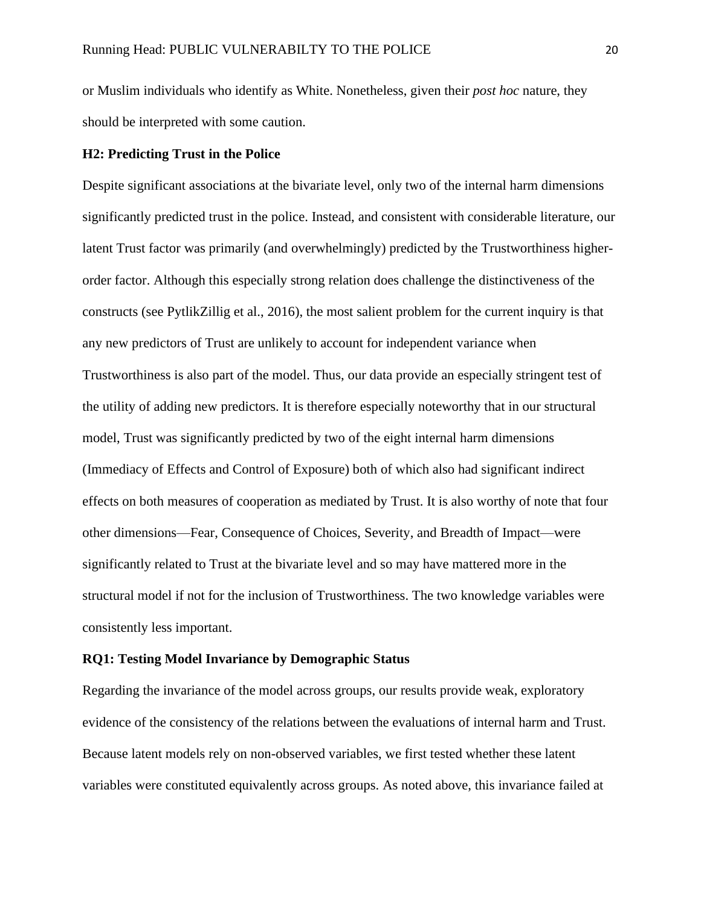or Muslim individuals who identify as White. Nonetheless, given their *post hoc* nature, they should be interpreted with some caution.

**H2: Predicting Trust in the Police**

Despite significant associations at the bivariate level, only two of the internal harm dimensions significantly predicted trust in the police. Instead, and consistent with considerable literature, our latent Trust factor was primarily (and overwhelmingly) predicted by the Trustworthiness higher-order factor. Although this especially strong relation does challenge the distinctiveness of the constructs (see PytlikZillig et al., 2016), the most salient problem for the current inquiry is that any new predictors of Trust are unlikely to account for independent variance when Trustworthiness is also part of the model. Thus, our data provide an especially stringent test of the utility of adding new predictors. It is therefore especially noteworthy that in our structural model, Trust was significantly predicted by two of the eight internal harm dimensions (Immediacy of Effects and Control of Exposure) both of which also had significant indirect effects on both measures of cooperation as mediated by Trust. It is also worthy of note that four other dimensions—Fear, Consequence of Choices, Severity, and Breadth of Impact—were significantly related to Trust at the bivariate level and so may have mattered more in the structural model if not for the inclusion of Trustworthiness. The two knowledge variables were consistently less important.

**RQ1: Testing Model Invariance by Demographic Status**

Regarding the invariance of the model across groups, our results provide weak, exploratory evidence of the consistency of the relations between the evaluations of internal harm and Trust. Because latent models rely on non-observed variables, we first tested whether these latent variables were constituted equivalently across groups. As noted above, this invariance failed at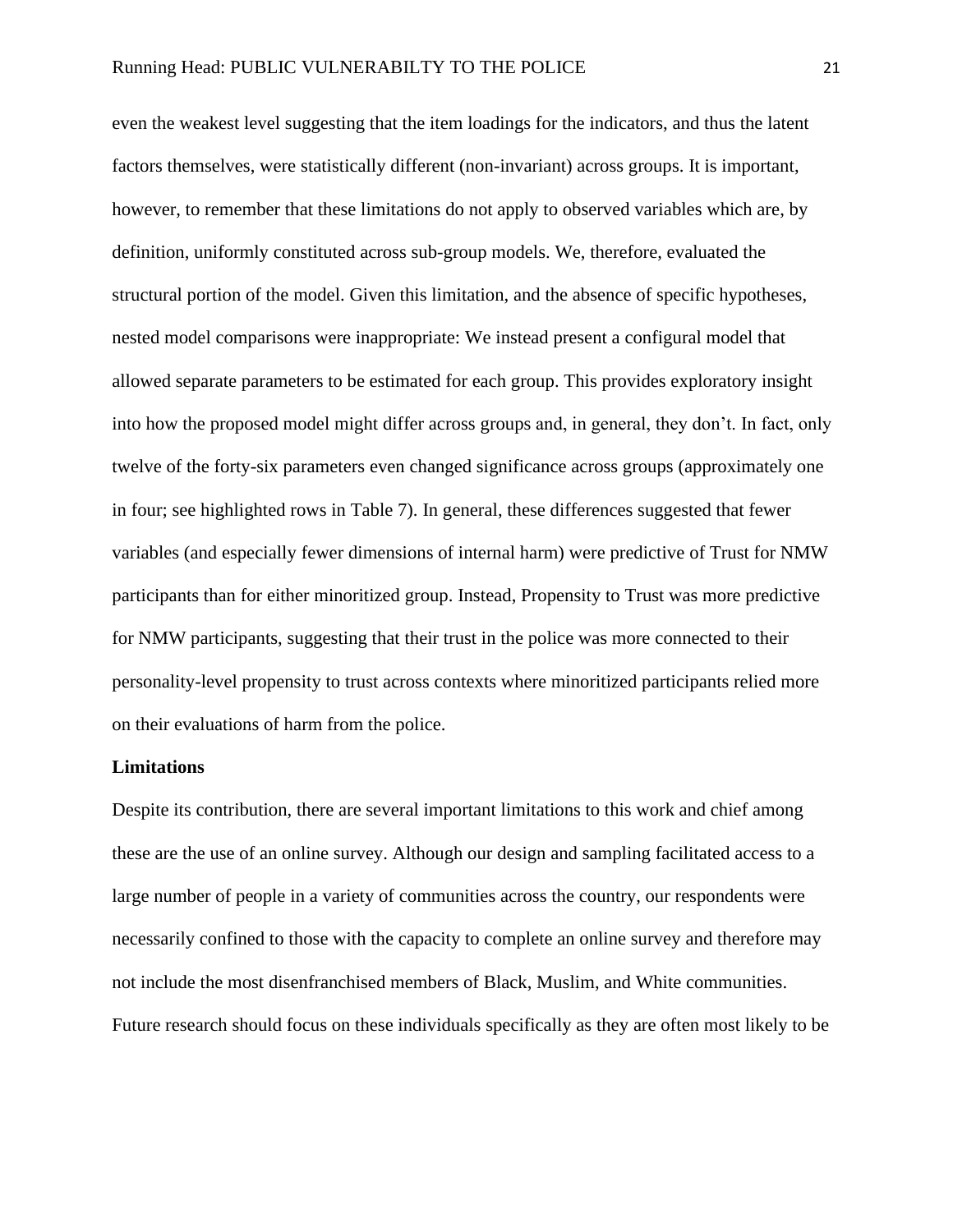even the weakest level suggesting that the item loadings for the indicators, and thus the latent factors themselves, were statistically different (non-invariant) across groups. It is important, however, to remember that these limitations do not apply to observed variables which are, by definition, uniformly constituted across sub-group models. We, therefore, evaluated the structural portion of the model. Given this limitation, and the absence of specific hypotheses, nested model comparisons were inappropriate: We instead present a configural model that allowed separate parameters to be estimated for each group. This provides exploratory insight into how the proposed model might differ across groups and, in general, they don't. In fact, only twelve of the forty-six parameters even changed significance across groups (approximately one in four; see highlighted rows in Table 7). In general, these differences suggested that fewer variables (and especially fewer dimensions of internal harm) were predictive of Trust for NMW participants than for either minoritized group. Instead, Propensity to Trust was more predictive for NMW participants, suggesting that their trust in the police was more connected to their personality-level propensity to trust across contexts where minoritized participants relied more on their evaluations of harm from the police.

### Limitations

Despite its contribution, there are several important limitations to this work and chief among these are the use of an online survey. Although our design and sampling facilitated access to a large number of people in a variety of communities across the country, our respondents were necessarily confined to those with the capacity to complete an online survey and therefore may not include the most disenfranchised members of Black, Muslim, and White communities. Future research should focus on these individuals specifically as they are often most likely to be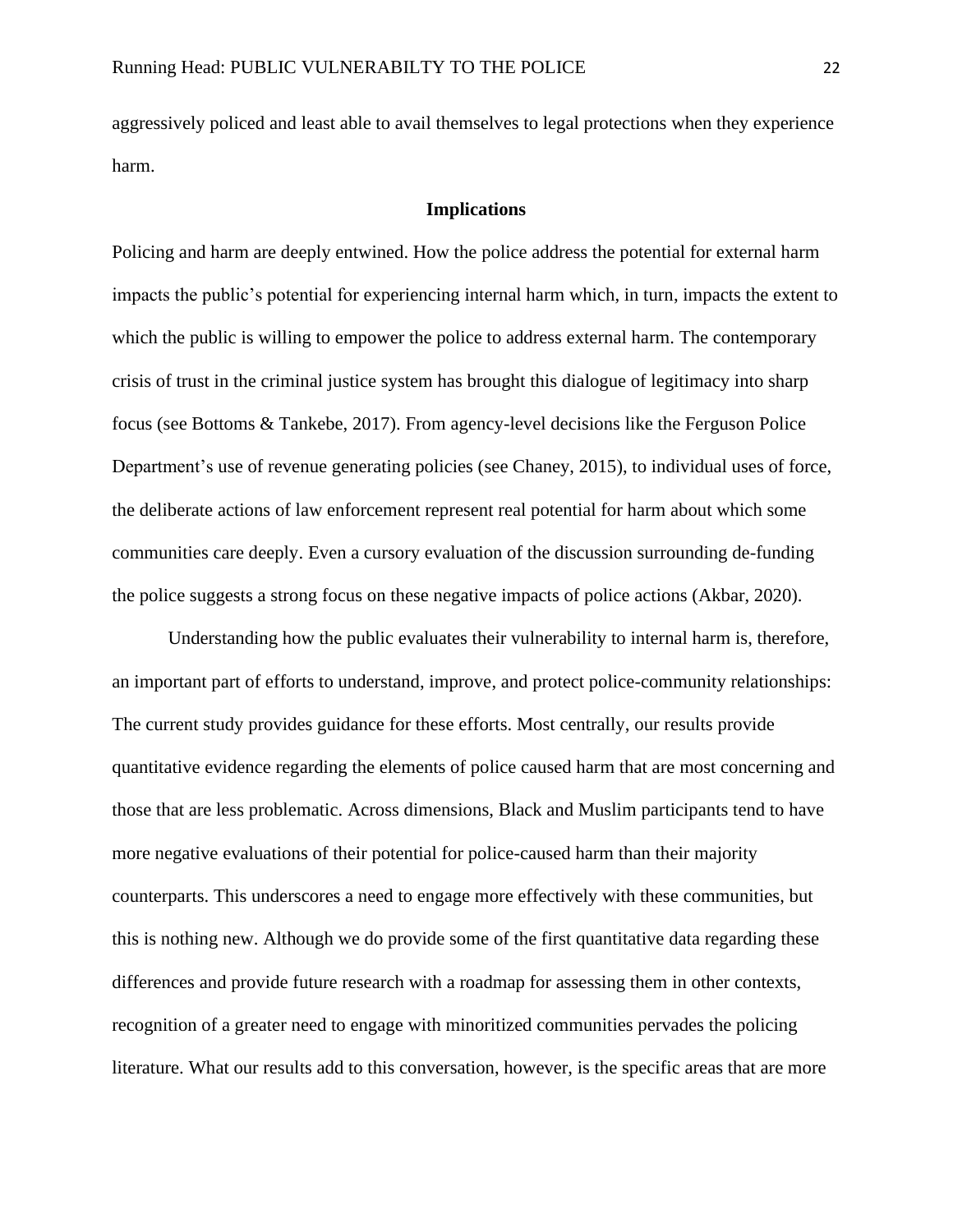aggressively policed and least able to avail themselves to legal protections when they experience harm.

## Implications

Policing and harm are deeply entwined. How the police address the potential for external harm impacts the public's potential for experiencing internal harm which, in turn, impacts the extent to which the public is willing to empower the police to address external harm. The contemporary crisis of trust in the criminal justice system has brought this dialogue of legitimacy into sharp focus (see Bottoms & Tankebe, 2017). From agency-level decisions like the Ferguson Police Department's use of revenue generating policies (see Chaney, 2015), to individual uses of force, the deliberate actions of law enforcement represent real potential for harm about which some communities care deeply. Even a cursory evaluation of the discussion surrounding de-funding the police suggests a strong focus on these negative impacts of police actions (Akbar, 2020).

Understanding how the public evaluates their vulnerability to internal harm is, therefore, an important part of efforts to understand, improve, and protect police-community relationships: The current study provides guidance for these efforts. Most centrally, our results provide quantitative evidence regarding the elements of police caused harm that are most concerning and those that are less problematic. Across dimensions, Black and Muslim participants tend to have more negative evaluations of their potential for police-caused harm than their majority counterparts. This underscores a need to engage more effectively with these communities, but this is nothing new. Although we do provide some of the first quantitative data regarding these differences and provide future research with a roadmap for assessing them in other contexts, recognition of a greater need to engage with minoritized communities pervades the policing literature. What our results add to this conversation, however, is the specific areas that are more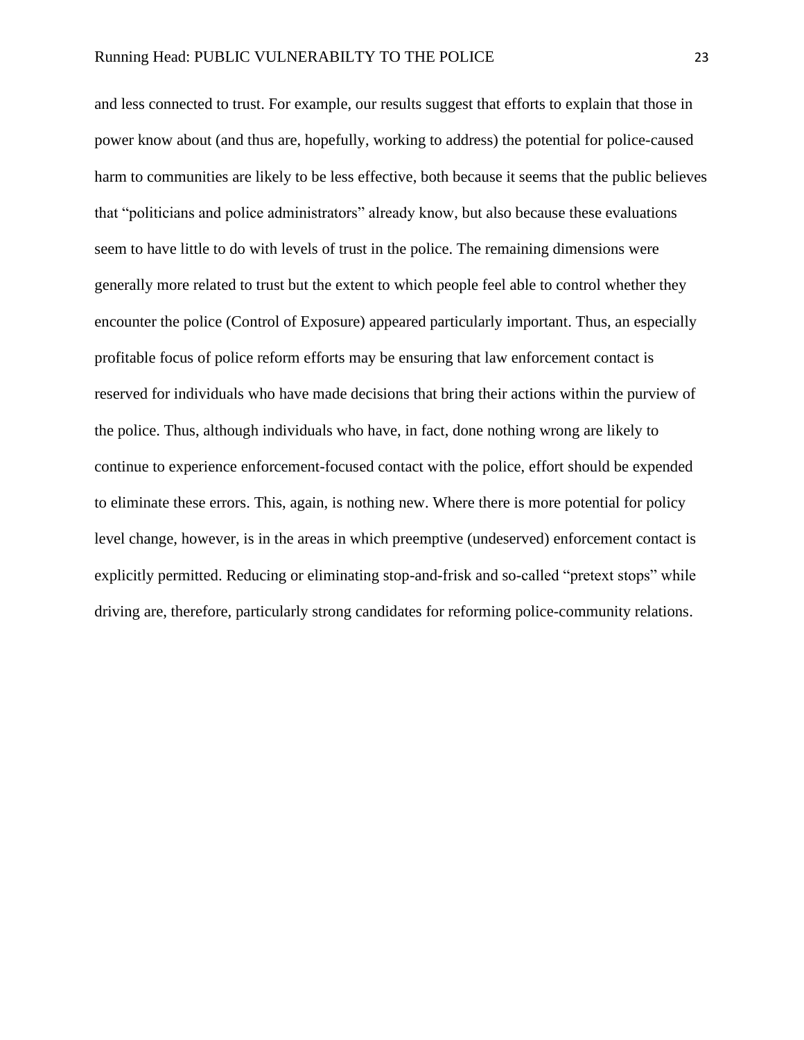and less connected to trust. For example, our results suggest that efforts to explain that those in power know about (and thus are, hopefully, working to address) the potential for police-caused harm to communities are likely to be less effective, both because it seems that the public believes that "politicians and police administrators" already know, but also because these evaluations seem to have little to do with levels of trust in the police. The remaining dimensions were generally more related to trust but the extent to which people feel able to control whether they encounter the police (Control of Exposure) appeared particularly important. Thus, an especially profitable focus of police reform efforts may be ensuring that law enforcement contact is reserved for individuals who have made decisions that bring their actions within the purview of the police. Thus, although individuals who have, in fact, done nothing wrong are likely to continue to experience enforcement-focused contact with the police, effort should be expended to eliminate these errors. This, again, is nothing new. Where there is more potential for policy level change, however, is in the areas in which preemptive (undeserved) enforcement contact is explicitly permitted. Reducing or eliminating stop-and-frisk and so-called "pretext stops" while driving are, therefore, particularly strong candidates for reforming police-community relations.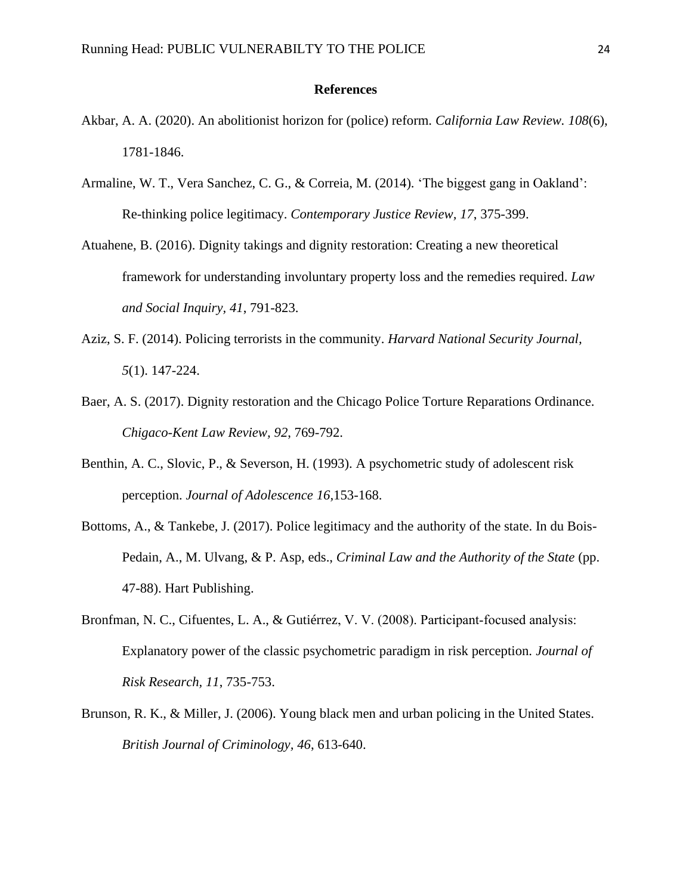**References**

Akbar, A. A. (2020). An abolitionist horizon for (police) reform. *California Law Review. 108*(6), 1781-1846.

Armaline, W. T., Vera Sanchez, C. G., & Correia, M. (2014). 'The biggest gang in Oakland': Re-thinking police legitimacy. *Contemporary Justice Review, 17*, 375-399.

Atuahene, B. (2016). Dignity takings and dignity restoration: Creating a new theoretical framework for understanding involuntary property loss and the remedies required. *Law and Social Inquiry, 41*, 791-823.

Aziz, S. F. (2014). Policing terrorists in the community. *Harvard National Security Journal, 5*(1). 147-224.

Baer, A. S. (2017). Dignity restoration and the Chicago Police Torture Reparations Ordinance. *Chigaco-Kent Law Review, 92*, 769-792.

Benthin, A. C., Slovic, P., & Severson, H. (1993). A psychometric study of adolescent risk perception. *Journal of Adolescence 16,*153-168.

Bottoms, A., & Tankebe, J. (2017). Police legitimacy and the authority of the state. In du Bois-Pedain, A., M. Ulvang, & P. Asp, eds., *Criminal Law and the Authority of the State* (pp. 47-88). Hart Publishing.

Bronfman, N. C., Cifuentes, L. A., & Gutiérrez, V. V. (2008). Participant-focused analysis: Explanatory power of the classic psychometric paradigm in risk perception. *Journal of Risk Research, 11*, 735-753.

Brunson, R. K., & Miller, J. (2006). Young black men and urban policing in the United States. *British Journal of Criminology, 46*, 613-640.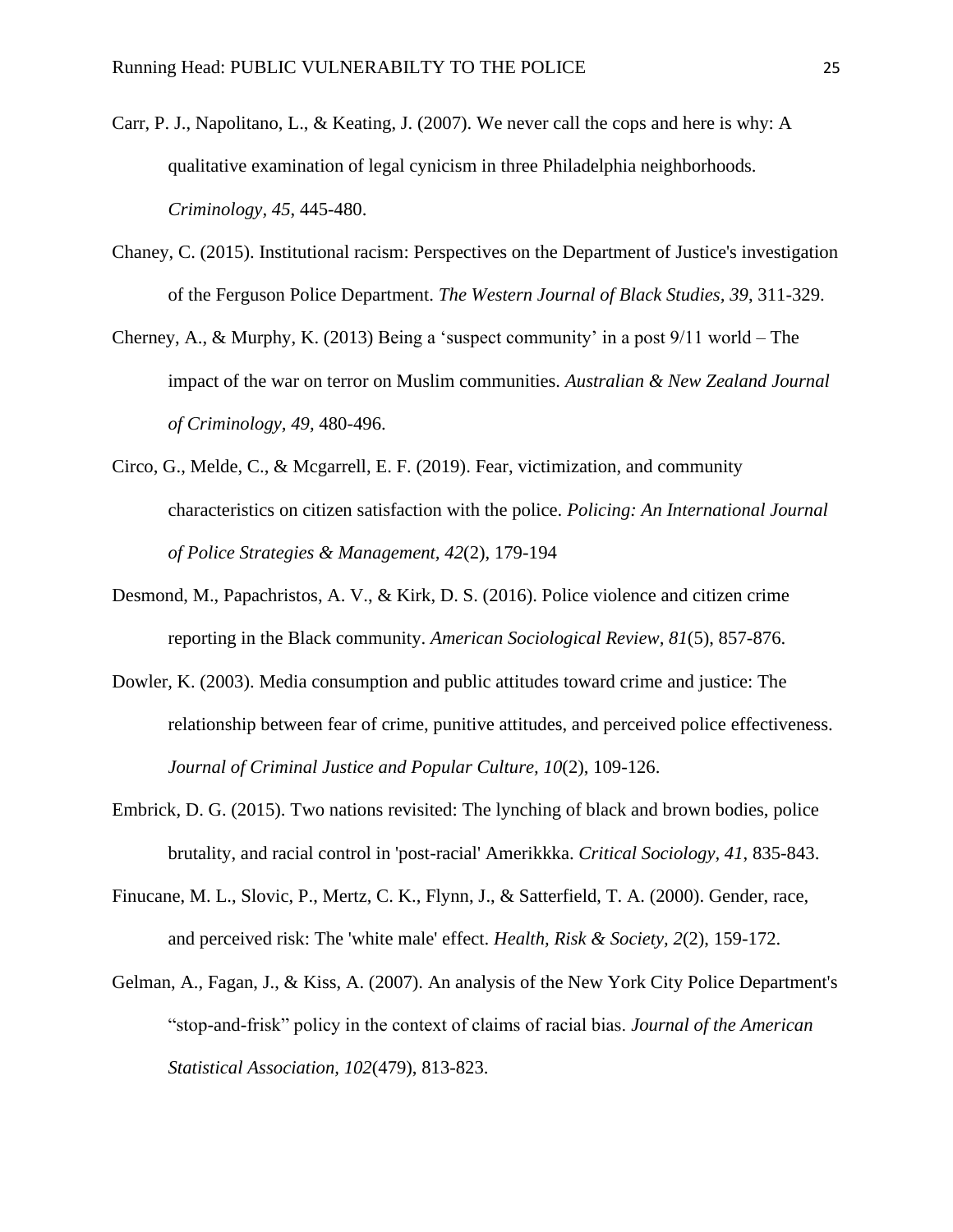Carr, P. J., Napolitano, L., & Keating, J. (2007). We never call the cops and here is why: A qualitative examination of legal cynicism in three Philadelphia neighborhoods. *Criminology, 45*, 445-480.

Chaney, C. (2015). Institutional racism: Perspectives on the Department of Justice's investigation of the Ferguson Police Department. *The Western Journal of Black Studies, 39*, 311-329.

Cherney, A., & Murphy, K. (2013) Being a 'suspect community' in a post 9/11 world – The impact of the war on terror on Muslim communities. *Australian & New Zealand Journal of Criminology, 49*, 480-496.

Circo, G., Melde, C., & Mcgarrell, E. F. (2019). Fear, victimization, and community characteristics on citizen satisfaction with the police. *Policing: An International Journal of Police Strategies & Management, 42*(2), 179-194

Desmond, M., Papachristos, A. V., & Kirk, D. S. (2016). Police violence and citizen crime reporting in the Black community. *American Sociological Review, 81*(5), 857-876.

Dowler, K. (2003). Media consumption and public attitudes toward crime and justice: The relationship between fear of crime, punitive attitudes, and perceived police effectiveness. *Journal of Criminal Justice and Popular Culture, 10*(2), 109-126.

Embrick, D. G. (2015). Two nations revisited: The lynching of black and brown bodies, police brutality, and racial control in 'post-racial' Amerikkka. *Critical Sociology, 41*, 835-843.

Finucane, M. L., Slovic, P., Mertz, C. K., Flynn, J., & Satterfield, T. A. (2000). Gender, race, and perceived risk: The 'white male' effect. *Health, Risk & Society, 2*(2), 159-172.

Gelman, A., Fagan, J., & Kiss, A. (2007). An analysis of the New York City Police Department's "stop-and-frisk" policy in the context of claims of racial bias. *Journal of the American Statistical Association, 102*(479), 813-823.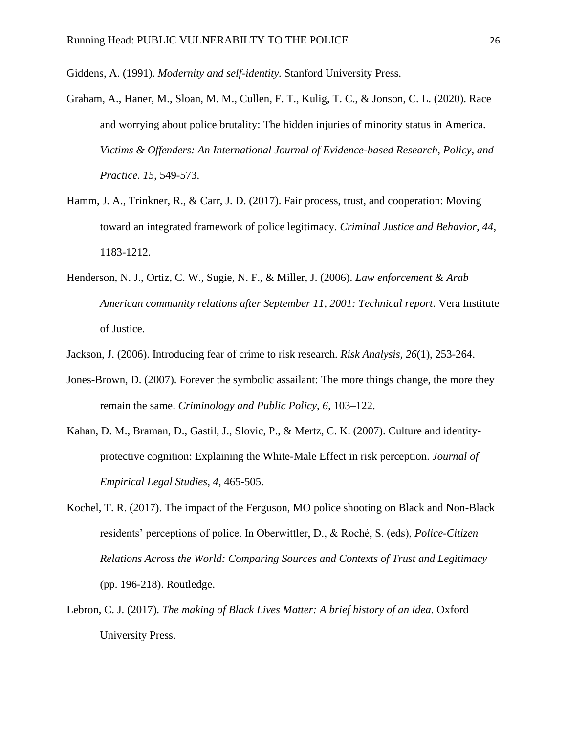Giddens, A. (1991). *Modernity and self-identity.* Stanford University Press.

Graham, A., Haner, M., Sloan, M. M., Cullen, F. T., Kulig, T. C., & Jonson, C. L. (2020). Race and worrying about police brutality: The hidden injuries of minority status in America. *Victims & Offenders: An International Journal of Evidence-based Research, Policy, and Practice. 15*, 549-573.

Hamm, J. A., Trinkner, R., & Carr, J. D. (2017). Fair process, trust, and cooperation: Moving toward an integrated framework of police legitimacy. *Criminal Justice and Behavior, 44*, 1183-1212.

Henderson, N. J., Ortiz, C. W., Sugie, N. F., & Miller, J. (2006). *Law enforcement & Arab American community relations after September 11, 2001: Technical report*. Vera Institute of Justice.

Jackson, J. (2006). Introducing fear of crime to risk research. *Risk Analysis, 26*(1), 253-264.

Jones-Brown, D. (2007). Forever the symbolic assailant: The more things change, the more they remain the same. *Criminology and Public Policy, 6*, 103–122.

Kahan, D. M., Braman, D., Gastil, J., Slovic, P., & Mertz, C. K. (2007). Culture and identity-protective cognition: Explaining the White-Male Effect in risk perception. *Journal of Empirical Legal Studies, 4*, 465-505.

Kochel, T. R. (2017). The impact of the Ferguson, MO police shooting on Black and Non-Black residents' perceptions of police. In Oberwittler, D., & Roché, S. (eds), *Police-Citizen Relations Across the World: Comparing Sources and Contexts of Trust and Legitimacy* (pp. 196-218). Routledge.

Lebron, C. J. (2017). *The making of Black Lives Matter: A brief history of an idea*. Oxford University Press.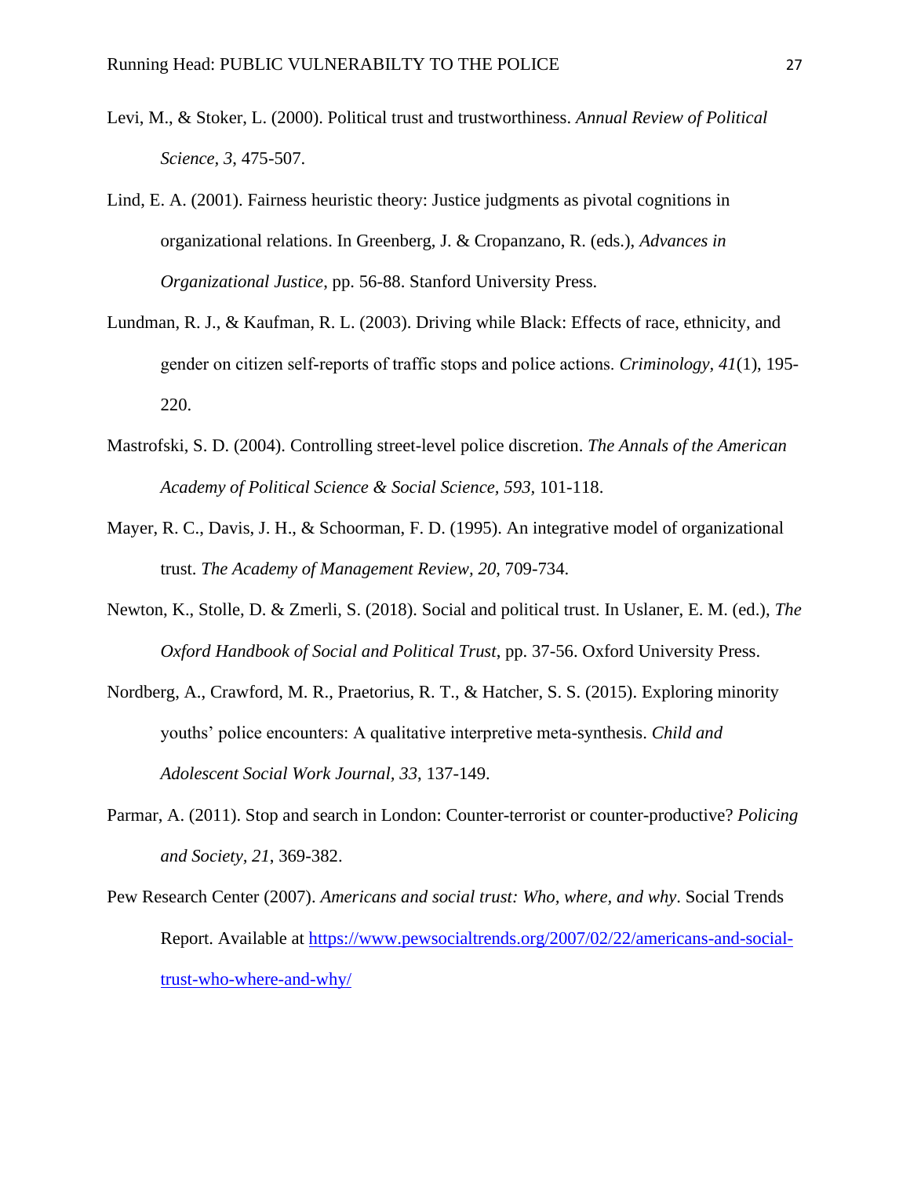Levi, M., & Stoker, L. (2000). Political trust and trustworthiness. *Annual Review of Political Science, 3*, 475-507.

Lind, E. A. (2001). Fairness heuristic theory: Justice judgments as pivotal cognitions in organizational relations. In Greenberg, J. & Cropanzano, R. (eds.), *Advances in Organizational Justice*, pp. 56-88. Stanford University Press.

Lundman, R. J., & Kaufman, R. L. (2003). Driving while Black: Effects of race, ethnicity, and gender on citizen self-reports of traffic stops and police actions. *Criminology, 41*(1), 195-220.

Mastrofski, S. D. (2004). Controlling street-level police discretion. *The Annals of the American Academy of Political Science & Social Science, 593*, 101-118.

Mayer, R. C., Davis, J. H., & Schoorman, F. D. (1995). An integrative model of organizational trust. *The Academy of Management Review, 20*, 709-734.

Newton, K., Stolle, D. & Zmerli, S. (2018). Social and political trust. In Uslaner, E. M. (ed.), *The Oxford Handbook of Social and Political Trust*, pp. 37-56. Oxford University Press.

Nordberg, A., Crawford, M. R., Praetorius, R. T., & Hatcher, S. S. (2015). Exploring minority youths' police encounters: A qualitative interpretive meta-synthesis. *Child and Adolescent Social Work Journal, 33*, 137-149.

Parmar, A. (2011). Stop and search in London: Counter-terrorist or counter-productive? *Policing and Society, 21*, 369-382.

Pew Research Center (2007). *Americans and social trust: Who, where, and why*. Social Trends Report. Available at https://www.pewsocialtrends.org/2007/02/22/americans-and-social-trust-who-where-and-why/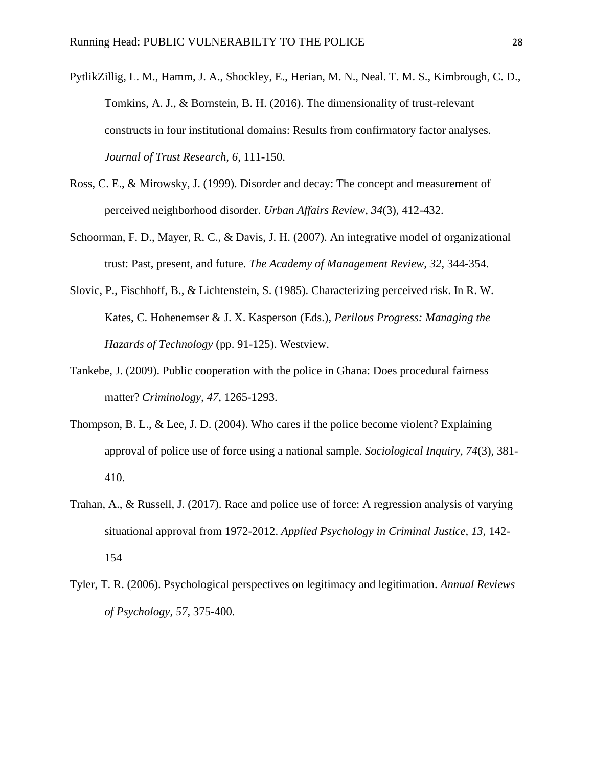PytlikZillig, L. M., Hamm, J. A., Shockley, E., Herian, M. N., Neal. T. M. S., Kimbrough, C. D., Tomkins, A. J., & Bornstein, B. H. (2016). The dimensionality of trust-relevant constructs in four institutional domains: Results from confirmatory factor analyses. *Journal of Trust Research, 6*, 111-150.

Ross, C. E., & Mirowsky, J. (1999). Disorder and decay: The concept and measurement of perceived neighborhood disorder. *Urban Affairs Review*, *34*(3), 412-432.

Schoorman, F. D., Mayer, R. C., & Davis, J. H. (2007). An integrative model of organizational trust: Past, present, and future. *The Academy of Management Review, 32*, 344-354.

Slovic, P., Fischhoff, B., & Lichtenstein, S. (1985). Characterizing perceived risk. In R. W. Kates, C. Hohenemser & J. X. Kasperson (Eds.), *Perilous Progress: Managing the Hazards of Technology* (pp. 91-125). Westview.

Tankebe, J. (2009). Public cooperation with the police in Ghana: Does procedural fairness matter? *Criminology, 47,* 1265-1293.

Thompson, B. L., & Lee, J. D. (2004). Who cares if the police become violent? Explaining approval of police use of force using a national sample. *Sociological Inquiry, 74*(3), 381-410.

Trahan, A., & Russell, J. (2017). Race and police use of force: A regression analysis of varying situational approval from 1972-2012. *Applied Psychology in Criminal Justice, 13*, 142-154

Tyler, T. R. (2006). Psychological perspectives on legitimacy and legitimation. *Annual Reviews of Psychology, 57*, 375-400.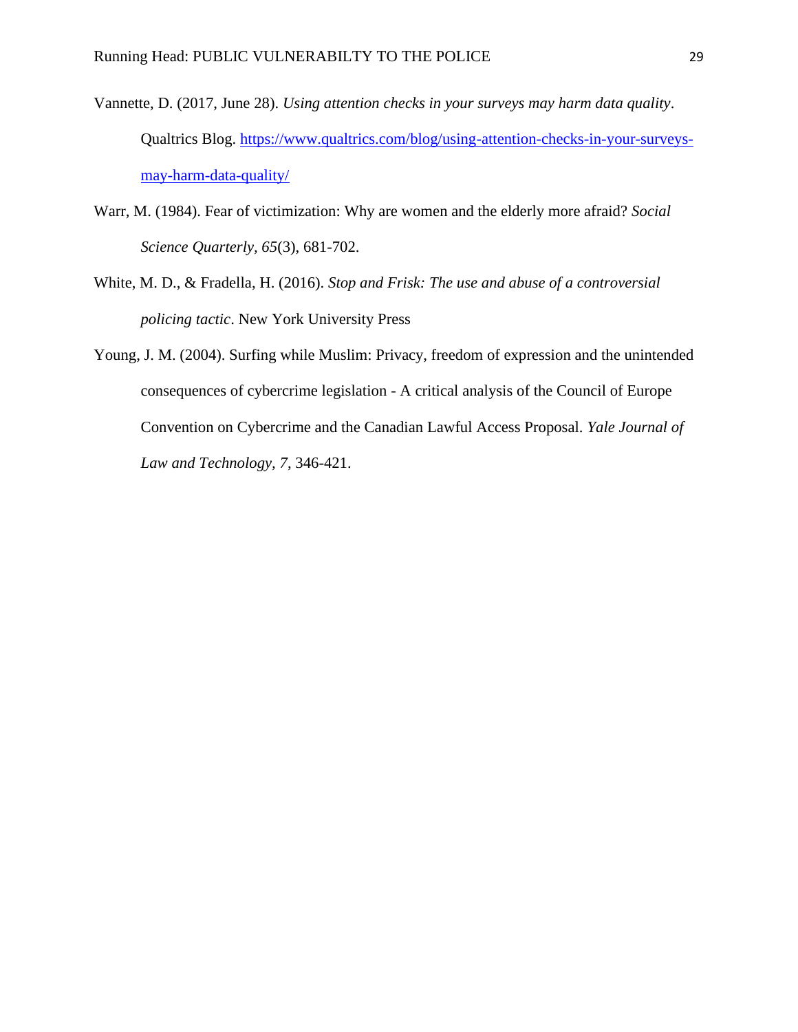Vannette, D. (2017, June 28). *Using attention checks in your surveys may harm data quality*. Qualtrics Blog. https://www.qualtrics.com/blog/using-attention-checks-in-your-surveys-may-harm-data-quality/

Warr, M. (1984). Fear of victimization: Why are women and the elderly more afraid? *Social Science Quarterly, 65*(3), 681-702.

White, M. D., & Fradella, H. (2016). *Stop and Frisk: The use and abuse of a controversial policing tactic*. New York University Press

Young, J. M. (2004). Surfing while Muslim: Privacy, freedom of expression and the unintended consequences of cybercrime legislation - A critical analysis of the Council of Europe Convention on Cybercrime and the Canadian Lawful Access Proposal. *Yale Journal of Law and Technology, 7*, 346-421.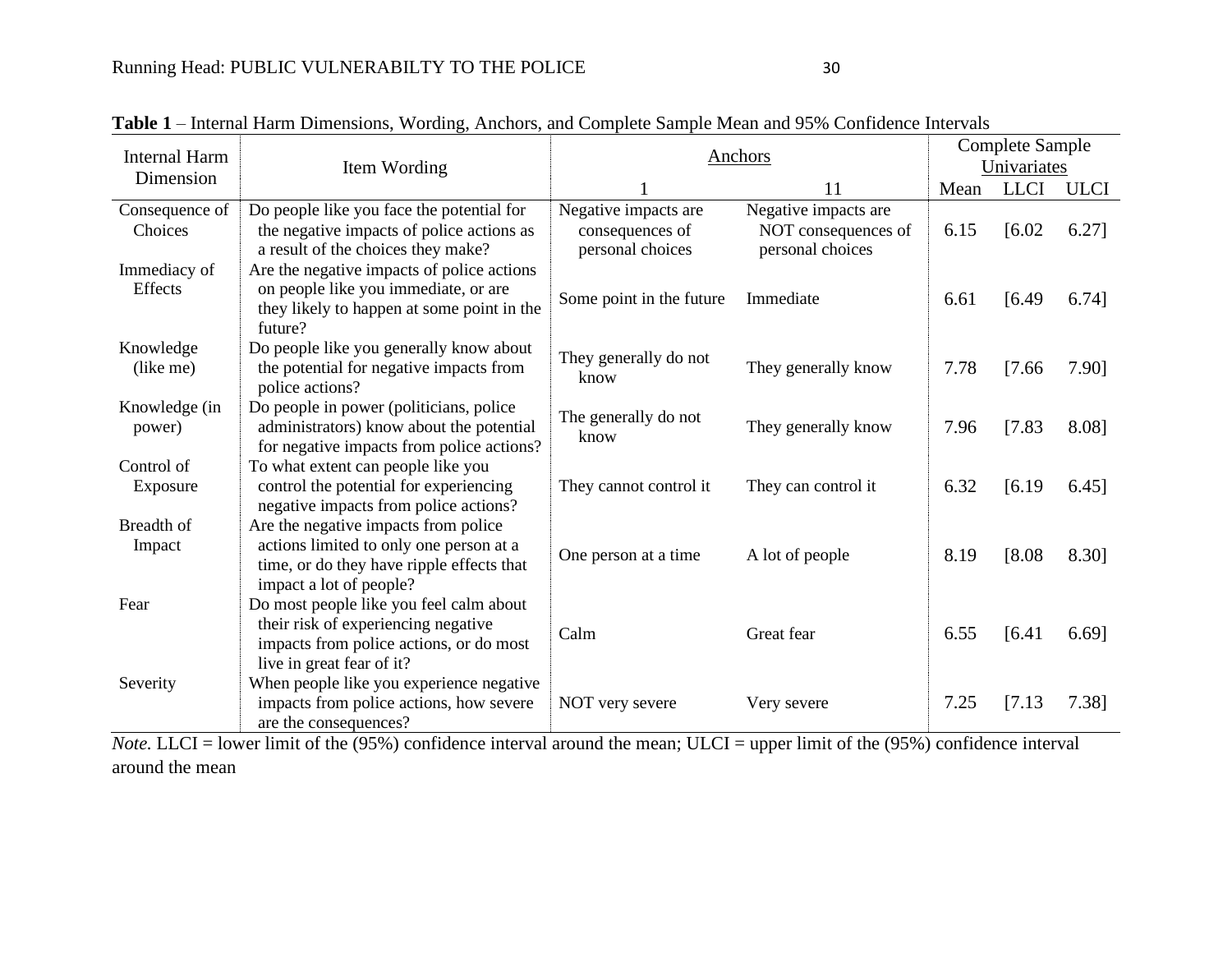**Table 1** – Internal Harm Dimensions, Wording, Anchors, and Complete Sample Mean and 95% Confidence Intervals

| Internal Harm Dimension | Item Wording | Anchors | | Complete Sample Univariates | | |
|---|---|---|---|---|---|---|
| | | 1 | 11 | Mean | LLCI | ULCI |
| Consequence of Choices | Do people like you face the potential for the negative impacts of police actions as a result of the choices they make? | Negative impacts are consequences of personal choices | Negative impacts are NOT consequences of personal choices | 6.15 | [6.02 | 6.27] |
| Immediacy of Effects | Are the negative impacts of police actions on people like you immediate, or are they likely to happen at some point in the future? | Some point in the future | Immediate | 6.61 | [6.49 | 6.74] |
| Knowledge (like me) | Do people like you generally know about the potential for negative impacts from police actions? | They generally do not know | They generally know | 7.78 | [7.66 | 7.90] |
| Knowledge (in power) | Do people in power (politicians, police administrators) know about the potential for negative impacts from police actions? | The generally do not know | They generally know | 7.96 | [7.83 | 8.08] |
| Control of Exposure | To what extent can people like you control the potential for experiencing negative impacts from police actions? | They cannot control it | They can control it | 6.32 | [6.19 | 6.45] |
| Breadth of Impact | Are the negative impacts from police actions limited to only one person at a time, or do they have ripple effects that impact a lot of people? | One person at a time | A lot of people | 8.19 | [8.08 | 8.30] |
| Fear | Do most people like you feel calm about their risk of experiencing negative impacts from police actions, or do most live in great fear of it? | Calm | Great fear | 6.55 | [6.41 | 6.69] |
| Severity | When people like you experience negative impacts from police actions, how severe are the consequences? | NOT very severe | Very severe | 7.25 | [7.13 | 7.38] |

*Note.* LLCI = lower limit of the (95%) confidence interval around the mean; ULCI = upper limit of the (95%) confidence interval around the mean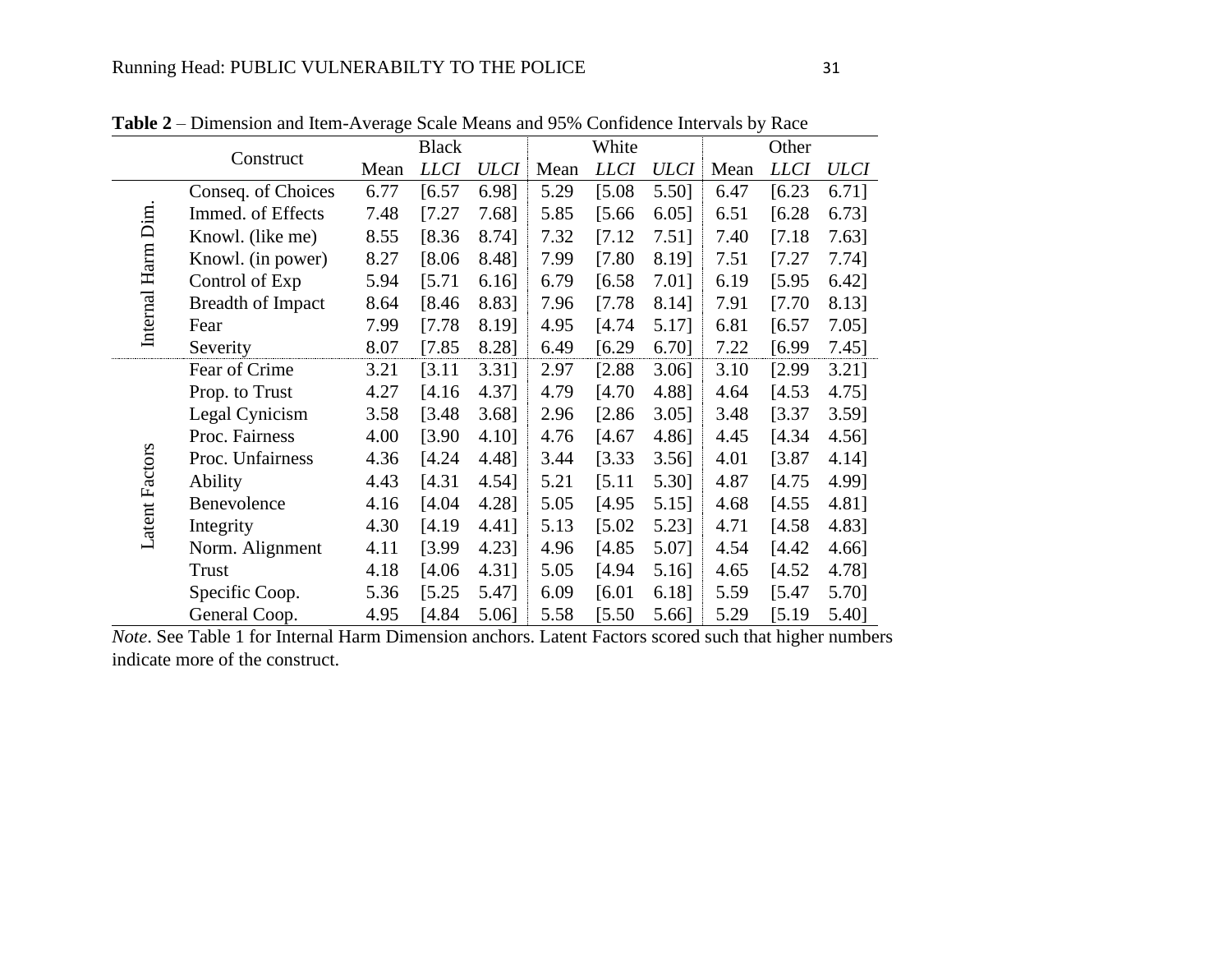**Table 2** – Dimension and Item-Average Scale Means and 95% Confidence Intervals by Race

| | Construct | Black | | | White | | | Other | | |
|---|---|---|---|---|---|---|---|---|---|---|
| | | Mean | *LLCI* | *ULCI* | Mean | *LLCI* | *ULCI* | Mean | *LLCI* | *ULCI* |
| Internal Harm Dim. | Conseq. of Choices | 6.77 | [6.57 | 6.98] | 5.29 | [5.08 | 5.50] | 6.47 | [6.23 | 6.71] |
| | Immed. of Effects | 7.48 | [7.27 | 7.68] | 5.85 | [5.66 | 6.05] | 6.51 | [6.28 | 6.73] |
| | Knowl. (like me) | 8.55 | [8.36 | 8.74] | 7.32 | [7.12 | 7.51] | 7.40 | [7.18 | 7.63] |
| | Knowl. (in power) | 8.27 | [8.06 | 8.48] | 7.99 | [7.80 | 8.19] | 7.51 | [7.27 | 7.74] |
| | Control of Exp | 5.94 | [5.71 | 6.16] | 6.79 | [6.58 | 7.01] | 6.19 | [5.95 | 6.42] |
| | Breadth of Impact | 8.64 | [8.46 | 8.83] | 7.96 | [7.78 | 8.14] | 7.91 | [7.70 | 8.13] |
| | Fear | 7.99 | [7.78 | 8.19] | 4.95 | [4.74 | 5.17] | 6.81 | [6.57 | 7.05] |
| | Severity | 8.07 | [7.85 | 8.28] | 6.49 | [6.29 | 6.70] | 7.22 | [6.99 | 7.45] |
| Latent Factors | Fear of Crime | 3.21 | [3.11 | 3.31] | 2.97 | [2.88 | 3.06] | 3.10 | [2.99 | 3.21] |
| | Prop. to Trust | 4.27 | [4.16 | 4.37] | 4.79 | [4.70 | 4.88] | 4.64 | [4.53 | 4.75] |
| | Legal Cynicism | 3.58 | [3.48 | 3.68] | 2.96 | [2.86 | 3.05] | 3.48 | [3.37 | 3.59] |
| | Proc. Fairness | 4.00 | [3.90 | 4.10] | 4.76 | [4.67 | 4.86] | 4.45 | [4.34 | 4.56] |
| | Proc. Unfairness | 4.36 | [4.24 | 4.48] | 3.44 | [3.33 | 3.56] | 4.01 | [3.87 | 4.14] |
| | Ability | 4.43 | [4.31 | 4.54] | 5.21 | [5.11 | 5.30] | 4.87 | [4.75 | 4.99] |
| | Benevolence | 4.16 | [4.04 | 4.28] | 5.05 | [4.95 | 5.15] | 4.68 | [4.55 | 4.81] |
| | Integrity | 4.30 | [4.19 | 4.41] | 5.13 | [5.02 | 5.23] | 4.71 | [4.58 | 4.83] |
| | Norm. Alignment | 4.11 | [3.99 | 4.23] | 4.96 | [4.85 | 5.07] | 4.54 | [4.42 | 4.66] |
| | Trust | 4.18 | [4.06 | 4.31] | 5.05 | [4.94 | 5.16] | 4.65 | [4.52 | 4.78] |
| | Specific Coop. | 5.36 | [5.25 | 5.47] | 6.09 | [6.01 | 6.18] | 5.59 | [5.47 | 5.70] |
| | General Coop. | 4.95 | [4.84 | 5.06] | 5.58 | [5.50 | 5.66] | 5.29 | [5.19 | 5.40] |

*Note*. See Table 1 for Internal Harm Dimension anchors. Latent Factors scored such that higher numbers indicate more of the construct.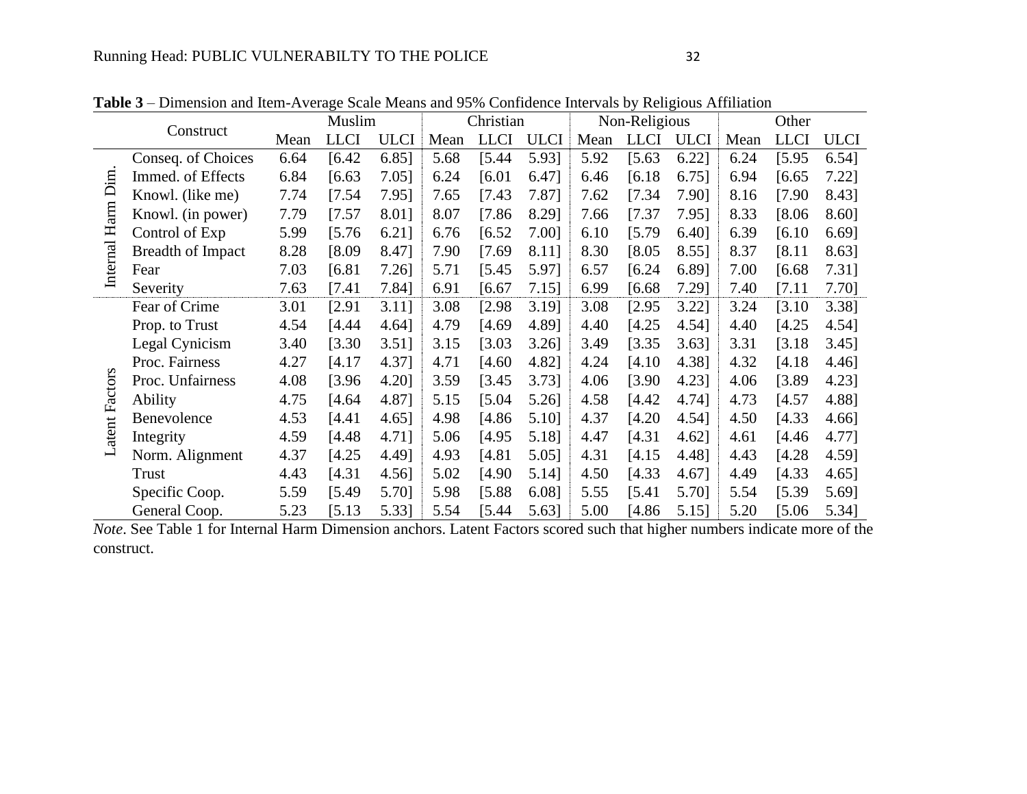**Table 3** – Dimension and Item-Average Scale Means and 95% Confidence Intervals by Religious Affiliation

| | Construct | Muslim | | | Christian | | | Non-Religious | | | Other | | |
|---|---|---|---|---|---|---|---|---|---|---|---|---|---|
| | | Mean | LLCI | ULCI | Mean | LLCI | ULCI | Mean | LLCI | ULCI | Mean | LLCI | ULCI |
| Internal Harm Dim. | Conseq. of Choices | 6.64 | [6.42 | 6.85] | 5.68 | [5.44 | 5.93] | 5.92 | [5.63 | 6.22] | 6.24 | [5.95 | 6.54] |
| | Immed. of Effects | 6.84 | [6.63 | 7.05] | 6.24 | [6.01 | 6.47] | 6.46 | [6.18 | 6.75] | 6.94 | [6.65 | 7.22] |
| | Knowl. (like me) | 7.74 | [7.54 | 7.95] | 7.65 | [7.43 | 7.87] | 7.62 | [7.34 | 7.90] | 8.16 | [7.90 | 8.43] |
| | Knowl. (in power) | 7.79 | [7.57 | 8.01] | 8.07 | [7.86 | 8.29] | 7.66 | [7.37 | 7.95] | 8.33 | [8.06 | 8.60] |
| | Control of Exp | 5.99 | [5.76 | 6.21] | 6.76 | [6.52 | 7.00] | 6.10 | [5.79 | 6.40] | 6.39 | [6.10 | 6.69] |
| | Breadth of Impact | 8.28 | [8.09 | 8.47] | 7.90 | [7.69 | 8.11] | 8.30 | [8.05 | 8.55] | 8.37 | [8.11 | 8.63] |
| | Fear | 7.03 | [6.81 | 7.26] | 5.71 | [5.45 | 5.97] | 6.57 | [6.24 | 6.89] | 7.00 | [6.68 | 7.31] |
| | Severity | 7.63 | [7.41 | 7.84] | 6.91 | [6.67 | 7.15] | 6.99 | [6.68 | 7.29] | 7.40 | [7.11 | 7.70] |
| Latent Factors | Fear of Crime | 3.01 | [2.91 | 3.11] | 3.08 | [2.98 | 3.19] | 3.08 | [2.95 | 3.22] | 3.24 | [3.10 | 3.38] |
| | Prop. to Trust | 4.54 | [4.44 | 4.64] | 4.79 | [4.69 | 4.89] | 4.40 | [4.25 | 4.54] | 4.40 | [4.25 | 4.54] |
| | Legal Cynicism | 3.40 | [3.30 | 3.51] | 3.15 | [3.03 | 3.26] | 3.49 | [3.35 | 3.63] | 3.31 | [3.18 | 3.45] |
| | Proc. Fairness | 4.27 | [4.17 | 4.37] | 4.71 | [4.60 | 4.82] | 4.24 | [4.10 | 4.38] | 4.32 | [4.18 | 4.46] |
| | Proc. Unfairness | 4.08 | [3.96 | 4.20] | 3.59 | [3.45 | 3.73] | 4.06 | [3.90 | 4.23] | 4.06 | [3.89 | 4.23] |
| | Ability | 4.75 | [4.64 | 4.87] | 5.15 | [5.04 | 5.26] | 4.58 | [4.42 | 4.74] | 4.73 | [4.57 | 4.88] |
| | Benevolence | 4.53 | [4.41 | 4.65] | 4.98 | [4.86 | 5.10] | 4.37 | [4.20 | 4.54] | 4.50 | [4.33 | 4.66] |
| | Integrity | 4.59 | [4.48 | 4.71] | 5.06 | [4.95 | 5.18] | 4.47 | [4.31 | 4.62] | 4.61 | [4.46 | 4.77] |
| | Norm. Alignment | 4.37 | [4.25 | 4.49] | 4.93 | [4.81 | 5.05] | 4.31 | [4.15 | 4.48] | 4.43 | [4.28 | 4.59] |
| | Trust | 4.43 | [4.31 | 4.56] | 5.02 | [4.90 | 5.14] | 4.50 | [4.33 | 4.67] | 4.49 | [4.33 | 4.65] |
| | Specific Coop. | 5.59 | [5.49 | 5.70] | 5.98 | [5.88 | 6.08] | 5.55 | [5.41 | 5.70] | 5.54 | [5.39 | 5.69] |
| | General Coop. | 5.23 | [5.13 | 5.33] | 5.54 | [5.44 | 5.63] | 5.00 | [4.86 | 5.15] | 5.20 | [5.06 | 5.34] |

*Note*. See Table 1 for Internal Harm Dimension anchors. Latent Factors scored such that higher numbers indicate more of the construct.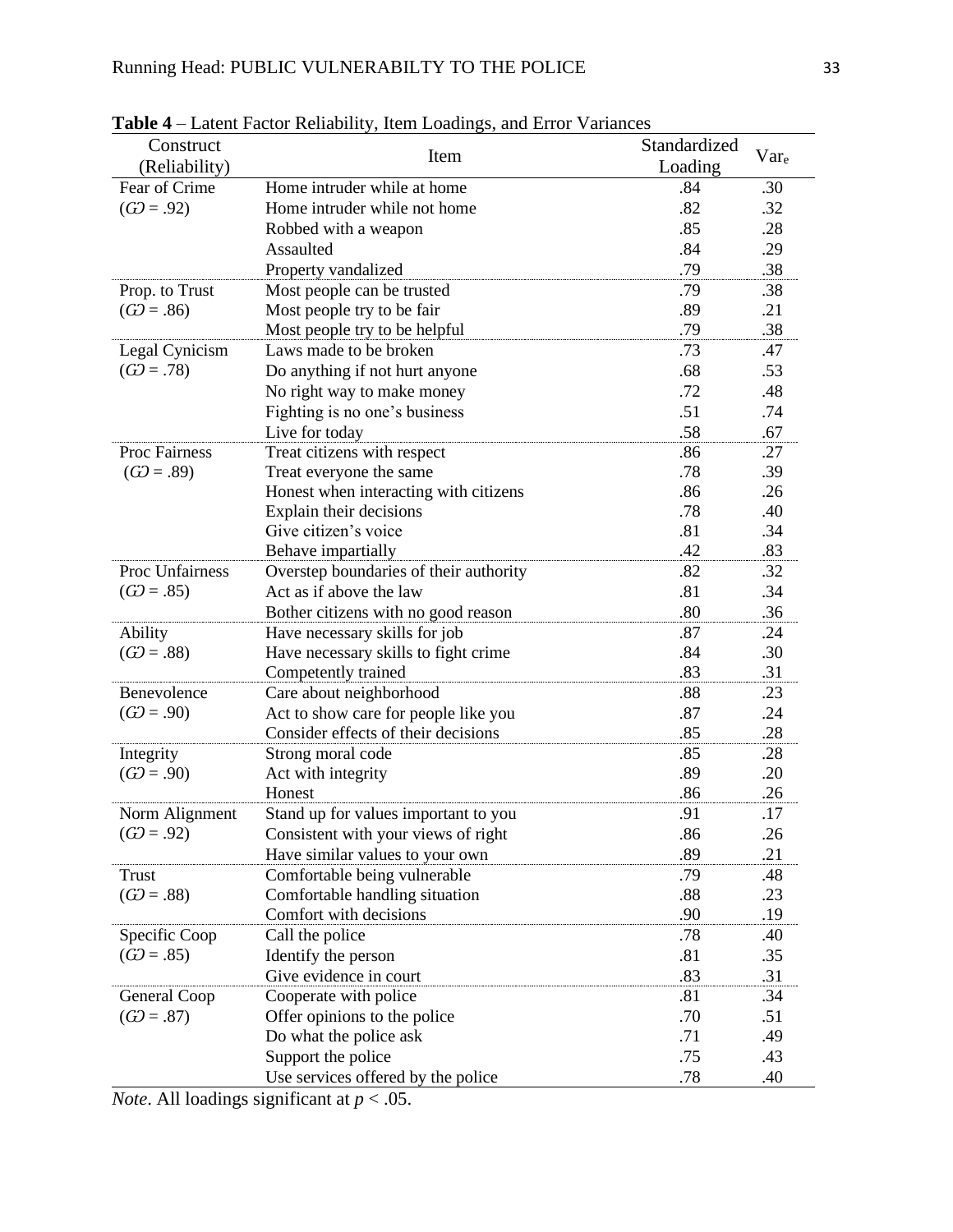**Table 4** – Latent Factor Reliability, Item Loadings, and Error Variances

| Construct (Reliability) | Item | Standardized Loading | $Var_e$ |
|---|---|---|---|
| Fear of Crime | Home intruder while at home | .84 | .30 |
| ($\omega$ = .92) | Home intruder while not home | .82 | .32 |
| | Robbed with a weapon | .85 | .28 |
| | Assaulted | .84 | .29 |
| | Property vandalized | .79 | .38 |
| Prop. to Trust | Most people can be trusted | .79 | .38 |
| ($\omega$ = .86) | Most people try to be fair | .89 | .21 |
| | Most people try to be helpful | .79 | .38 |
| Legal Cynicism | Laws made to be broken | .73 | .47 |
| ($\omega$ = .78) | Do anything if not hurt anyone | .68 | .53 |
| | No right way to make money | .72 | .48 |
| | Fighting is no one's business | .51 | .74 |
| | Live for today | .58 | .67 |
| Proc Fairness | Treat citizens with respect | .86 | .27 |
| ($\omega$ = .89) | Treat everyone the same | .78 | .39 |
| | Honest when interacting with citizens | .86 | .26 |
| | Explain their decisions | .78 | .40 |
| | Give citizen's voice | .81 | .34 |
| | Behave impartially | .42 | .83 |
| Proc Unfairness | Overstep boundaries of their authority | .82 | .32 |
| ($\omega$ = .85) | Act as if above the law | .81 | .34 |
| | Bother citizens with no good reason | .80 | .36 |
| Ability | Have necessary skills for job | .87 | .24 |
| ($\omega$ = .88) | Have necessary skills to fight crime | .84 | .30 |
| | Competently trained | .83 | .31 |
| Benevolence | Care about neighborhood | .88 | .23 |
| ($\omega$ = .90) | Act to show care for people like you | .87 | .24 |
| | Consider effects of their decisions | .85 | .28 |
| Integrity | Strong moral code | .85 | .28 |
| ($\omega$ = .90) | Act with integrity | .89 | .20 |
| | Honest | .86 | .26 |
| Norm Alignment | Stand up for values important to you | .91 | .17 |
| ($\omega$ = .92) | Consistent with your views of right | .86 | .26 |
| | Have similar values to your own | .89 | .21 |
| Trust | Comfortable being vulnerable | .79 | .48 |
| ($\omega$ = .88) | Comfortable handling situation | .88 | .23 |
| | Comfort with decisions | .90 | .19 |
| Specific Coop | Call the police | .78 | .40 |
| ($\omega$ = .85) | Identify the person | .81 | .35 |
| | Give evidence in court | .83 | .31 |
| General Coop | Cooperate with police | .81 | .34 |
| ($\omega$ = .87) | Offer opinions to the police | .70 | .51 |
| | Do what the police ask | .71 | .49 |
| | Support the police | .75 | .43 |
| | Use services offered by the police | .78 | .40 |

*Note*. All loadings significant at $p < .05$.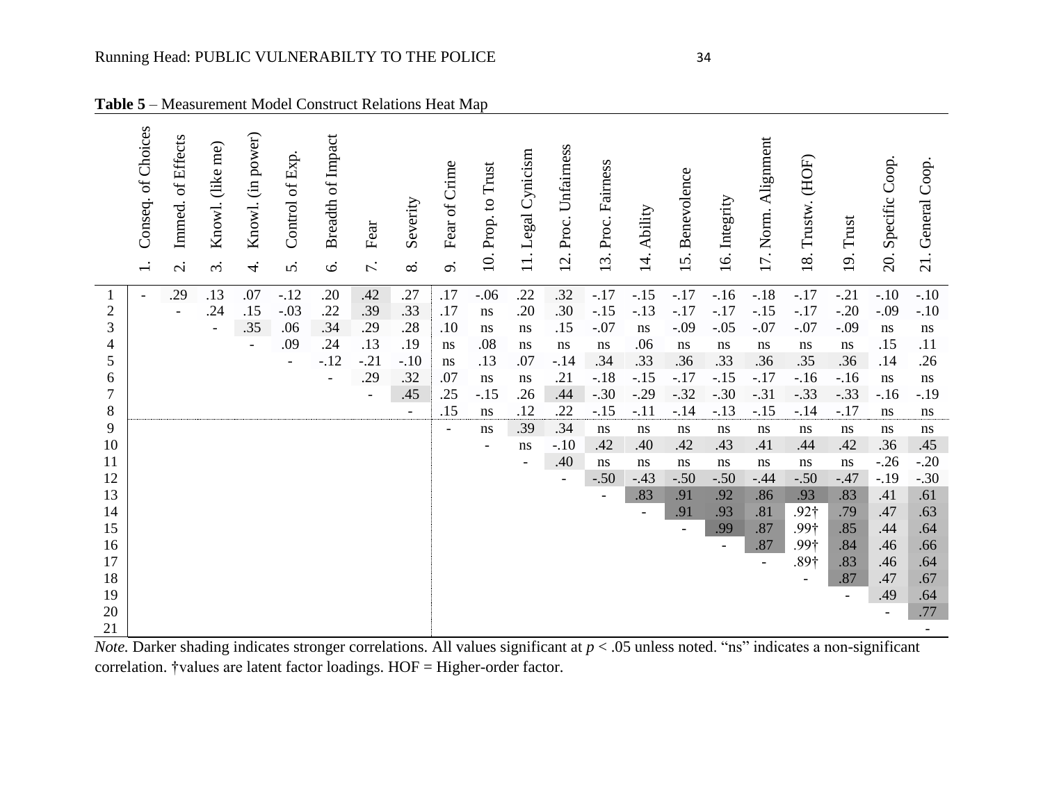**Table 5** – Measurement Model Construct Relations Heat Map

| | 1. Conseq. of Choices | 2. Immed. of Effects | 3. Knowl. (like me) | 4. Knowl. (in power) | 5. Control of Exp. | 6. Breadth of Impact | 7. Fear | 8. Severity | 9. Fear of Crime | 10. Prop. to Trust | 11. Legal Cynicism | 12. Proc. Unfairness | 13. Proc. Fairness | 14. Ability | 15. Benevolence | 16. Integrity | 17. Norm. Alignment | 18. Trustw. (HOF) | 19. Trust | 20. Specific Coop. | 21. General Coop. |
|---|---|---|---|---|---|---|---|---|---|---|---|---|---|---|---|---|---|---|---|---|---|
| 1 | - | .29 | .13 | .07 | -.12 | .20 | .42 | .27 | .17 | -.06 | .22 | .32 | -.17 | -.15 | -.17 | -.16 | -.18 | -.17 | -.21 | -.10 | -.10 |
| 2 | | - | .24 | .15 | -.03 | .22 | .39 | .33 | .17 | ns | .20 | .30 | -.15 | -.13 | -.17 | -.17 | -.15 | -.17 | -.20 | -.09 | -.10 |
| 3 | | | - | .35 | .06 | .34 | .29 | .28 | .10 | ns | ns | .15 | -.07 | ns | -.09 | -.05 | -.07 | -.07 | -.09 | ns | ns |
| 4 | | | | - | .09 | .24 | .13 | .19 | ns | .08 | ns | ns | ns | .06 | ns | ns | ns | ns | ns | .15 | .11 |
| 5 | | | | | - | -.12 | -.21 | -.10 | ns | .13 | .07 | -.14 | .34 | .33 | .36 | .33 | .36 | .35 | .36 | .14 | .26 |
| 6 | | | | | | - | .29 | .32 | .07 | ns | ns | .21 | -.18 | -.15 | -.17 | -.15 | -.17 | -.16 | -.16 | ns | ns |
| 7 | | | | | | | - | .45 | .25 | -.15 | .26 | .44 | -.30 | -.29 | -.32 | -.30 | -.31 | -.33 | -.33 | -.16 | -.19 |
| 8 | | | | | | | | - | .15 | ns | .12 | .22 | -.15 | -.11 | -.14 | -.13 | -.15 | -.14 | -.17 | ns | ns |
| 9 | | | | | | | | | - | ns | .39 | .34 | ns | ns | ns | ns | ns | ns | ns | ns | ns |
| 10 | | | | | | | | | | - | ns | -.10 | .42 | .40 | .42 | .43 | .41 | .44 | .42 | .36 | .45 |
| 11 | | | | | | | | | | | - | .40 | ns | ns | ns | ns | ns | ns | ns | -.26 | -.20 |
| 12 | | | | | | | | | | | | - | -.50 | -.43 | -.50 | -.50 | -.44 | -.50 | -.47 | -.19 | -.30 |
| 13 | | | | | | | | | | | | | - | .83 | .91 | .92 | .86 | .93 | .83 | .41 | .61 |
| 14 | | | | | | | | | | | | | | - | .91 | .93 | .81 | .92† | .79 | .47 | .63 |
| 15 | | | | | | | | | | | | | | | - | .99 | .87 | .99† | .85 | .44 | .64 |
| 16 | | | | | | | | | | | | | | | | - | .87 | .99† | .84 | .46 | .66 |
| 17 | | | | | | | | | | | | | | | | | - | .89† | .83 | .46 | .64 |
| 18 | | | | | | | | | | | | | | | | | | - | .87 | .47 | .67 |
| 19 | | | | | | | | | | | | | | | | | | | - | .49 | .64 |
| 20 | | | | | | | | | | | | | | | | | | | | - | .77 |
| 21 | | | | | | | | | | | | | | | | | | | | | - |

*Note.* Darker shading indicates stronger correlations. All values significant at $p < .05$ unless noted. "ns" indicates a non-significant correlation. †values are latent factor loadings. HOF = Higher-order factor.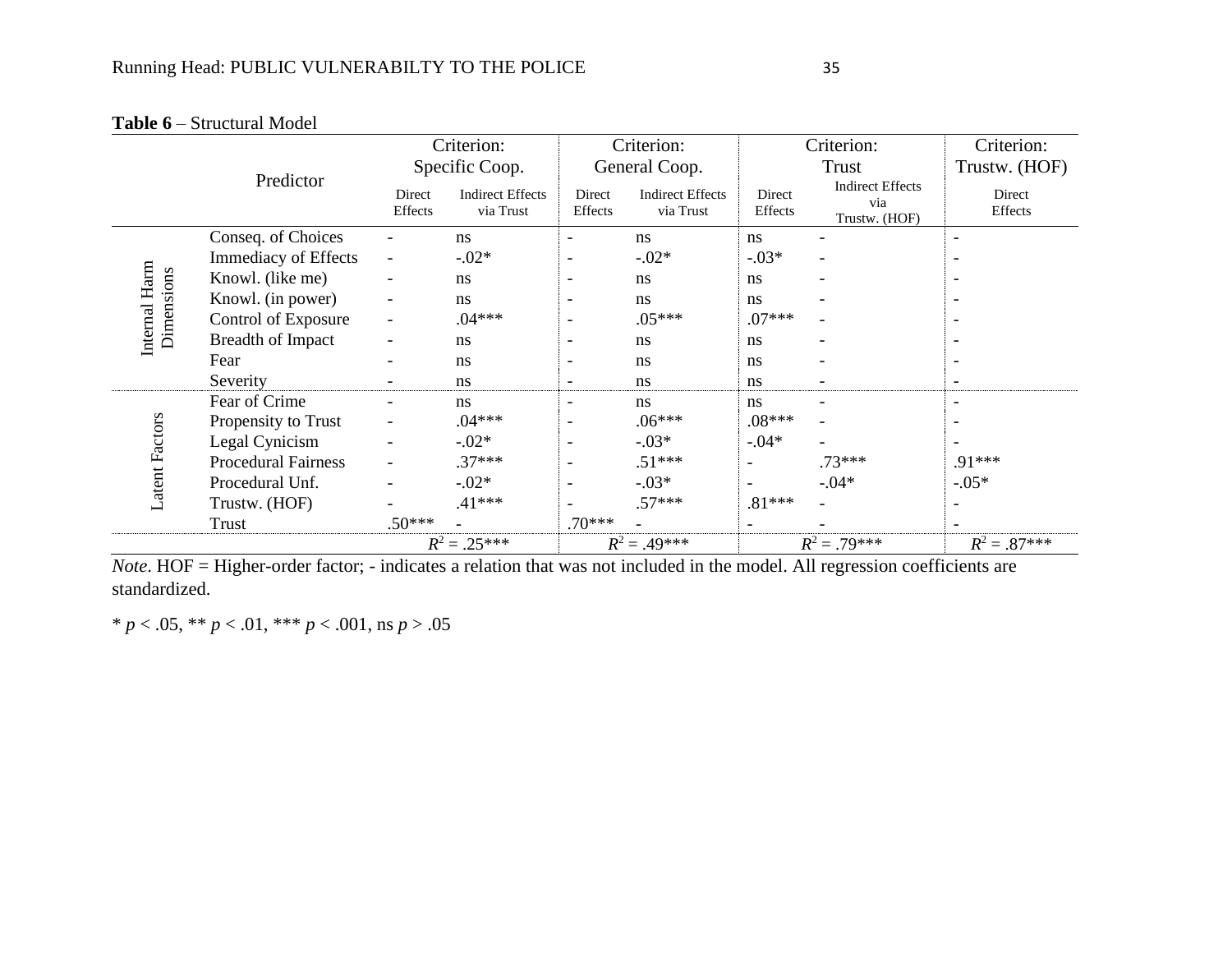**Table 6** – Structural Model

| | Predictor | Criterion: Specific Coop. | | Criterion: General Coop. | | Criterion: Trust | | Criterion: Trustw. (HOF) |
|---|---|---|---|---|---|---|---|---|
| | | Direct Effects | Indirect Effects via Trust | Direct Effects | Indirect Effects via Trust | Direct Effects | Indirect Effects via Trustw. (HOF) | Direct Effects |
| Internal Harm Dimensions | Conseq. of Choices | - | ns | - | ns | ns | - | - |
| | Immediacy of Effects | - | -.02* | - | -.02* | -.03* | - | - |
| | Knowl. (like me) | - | ns | - | ns | ns | - | - |
| | Knowl. (in power) | - | ns | - | ns | ns | - | - |
| | Control of Exposure | - | .04*** | - | .05*** | .07*** | - | - |
| | Breadth of Impact | - | ns | - | ns | ns | - | - |
| | Fear | - | ns | - | ns | ns | - | - |
| | Severity | - | ns | - | ns | ns | - | - |
| Latent Factors | Fear of Crime | - | ns | - | ns | ns | - | - |
| | Propensity to Trust | - | .04*** | - | .06*** | .08*** | - | - |
| | Legal Cynicism | - | -.02* | - | -.03* | -.04* | - | - |
| | Procedural Fairness | - | .37*** | - | .51*** | - | .73*** | .91*** |
| | Procedural Unf. | - | -.02* | - | -.03* | - | -.04* | -.05* |
| | Trustw. (HOF) | - | .41*** | - | .57*** | .81*** | - | - |
| | Trust | .50*** | - | .70*** | - | - | - | - |
| | | $R^2$ = .25*** | | $R^2$ = .49*** | | $R^2$ = .79*** | | $R^2$ = .87*** |

*Note*. HOF = Higher-order factor; - indicates a relation that was not included in the model. All regression coefficients are standardized.

* $p < .05$, ** $p < .01$, *** $p < .001$, ns $p > .05$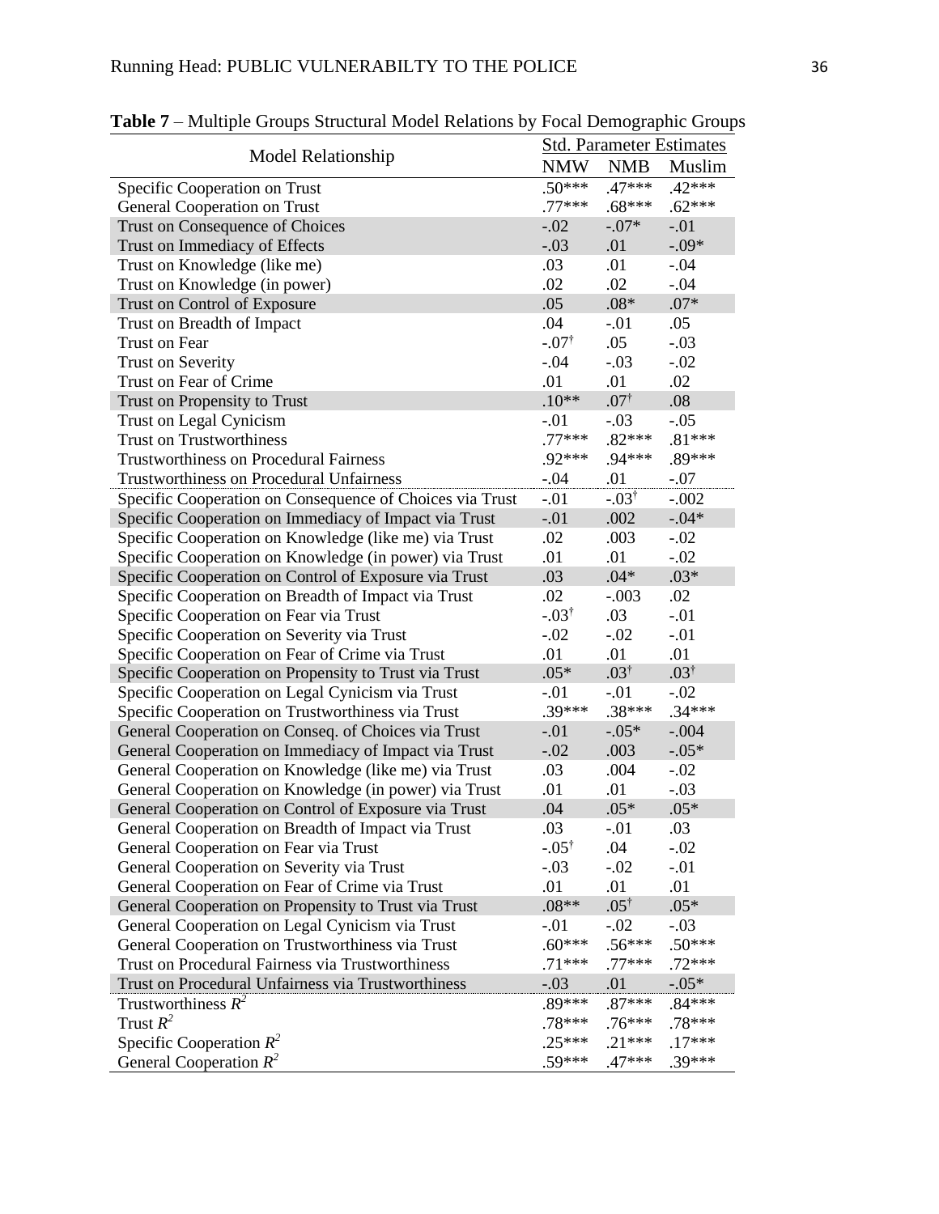**Table 7** – Multiple Groups Structural Model Relations by Focal Demographic Groups

| Model Relationship | Std. Parameter Estimates | | |
|---|---|---|---|
| | NMW | NMB | Muslim |
| Specific Cooperation on Trust | .50*** | .47*** | .42*** |
| General Cooperation on Trust | .77*** | .68*** | .62*** |
| Trust on Consequence of Choices | -.02 | -.07* | -.01 |
| Trust on Immediacy of Effects | -.03 | .01 | -.09* |
| Trust on Knowledge (like me) | .03 | .01 | -.04 |
| Trust on Knowledge (in power) | .02 | .02 | -.04 |
| Trust on Control of Exposure | .05 | .08* | .07* |
| Trust on Breadth of Impact | .04 | -.01 | .05 |
| Trust on Fear | -.07† | .05 | -.03 |
| Trust on Severity | -.04 | -.03 | -.02 |
| Trust on Fear of Crime | .01 | .01 | .02 |
| Trust on Propensity to Trust | .10** | .07† | .08 |
| Trust on Legal Cynicism | -.01 | -.03 | -.05 |
| Trust on Trustworthiness | .77*** | .82*** | .81*** |
| Trustworthiness on Procedural Fairness | .92*** | .94*** | .89*** |
| Trustworthiness on Procedural Unfairness | -.04 | .01 | -.07 |
| Specific Cooperation on Consequence of Choices via Trust | -.01 | -.03† | -.002 |
| Specific Cooperation on Immediacy of Impact via Trust | -.01 | .002 | -.04* |
| Specific Cooperation on Knowledge (like me) via Trust | .02 | .003 | -.02 |
| Specific Cooperation on Knowledge (in power) via Trust | .01 | .01 | -.02 |
| Specific Cooperation on Control of Exposure via Trust | .03 | .04* | .03* |
| Specific Cooperation on Breadth of Impact via Trust | .02 | -.003 | .02 |
| Specific Cooperation on Fear via Trust | -.03† | .03 | -.01 |
| Specific Cooperation on Severity via Trust | -.02 | -.02 | -.01 |
| Specific Cooperation on Fear of Crime via Trust | .01 | .01 | .01 |
| Specific Cooperation on Propensity to Trust via Trust | .05* | .03† | .03† |
| Specific Cooperation on Legal Cynicism via Trust | -.01 | -.01 | -.02 |
| Specific Cooperation on Trustworthiness via Trust | .39*** | .38*** | .34*** |
| General Cooperation on Conseq. of Choices via Trust | -.01 | -.05* | -.004 |
| General Cooperation on Immediacy of Impact via Trust | -.02 | .003 | -.05* |
| General Cooperation on Knowledge (like me) via Trust | .03 | .004 | -.02 |
| General Cooperation on Knowledge (in power) via Trust | .01 | .01 | -.03 |
| General Cooperation on Control of Exposure via Trust | .04 | .05* | .05* |
| General Cooperation on Breadth of Impact via Trust | .03 | -.01 | .03 |
| General Cooperation on Fear via Trust | -.05† | .04 | -.02 |
| General Cooperation on Severity via Trust | -.03 | -.02 | -.01 |
| General Cooperation on Fear of Crime via Trust | .01 | .01 | .01 |
| General Cooperation on Propensity to Trust via Trust | .08** | .05† | .05* |
| General Cooperation on Legal Cynicism via Trust | -.01 | -.02 | -.03 |
| General Cooperation on Trustworthiness via Trust | .60*** | .56*** | .50*** |
| Trust on Procedural Fairness via Trustworthiness | .71*** | .77*** | .72*** |
| Trust on Procedural Unfairness via Trustworthiness | -.03 | .01 | -.05* |
| Trustworthiness $R^2$ | .89*** | .87*** | .84*** |
| Trust $R^2$ | .78*** | .76*** | .78*** |
| Specific Cooperation $R^2$ | .25*** | .21*** | .17*** |
| General Cooperation $R^2$ | .59*** | .47*** | .39*** |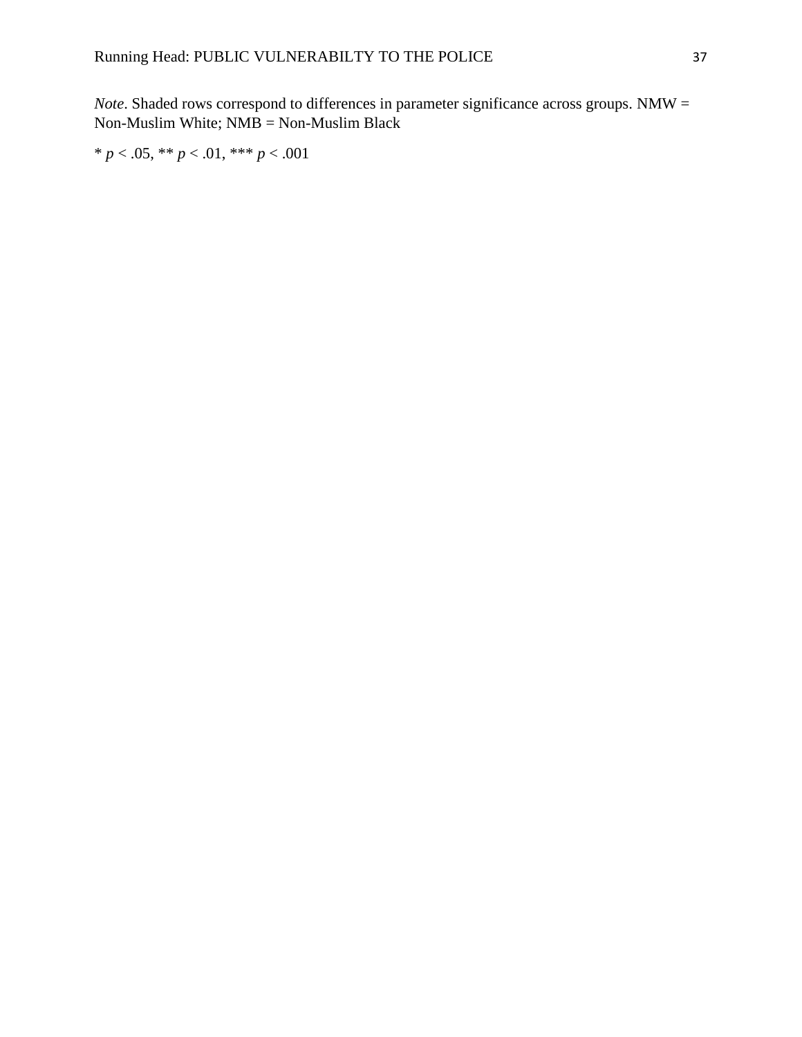*Note*. Shaded rows correspond to differences in parameter significance across groups. NMW = Non-Muslim White; NMB = Non-Muslim Black

* $p < .05$, ** $p < .01$, *** $p < .001$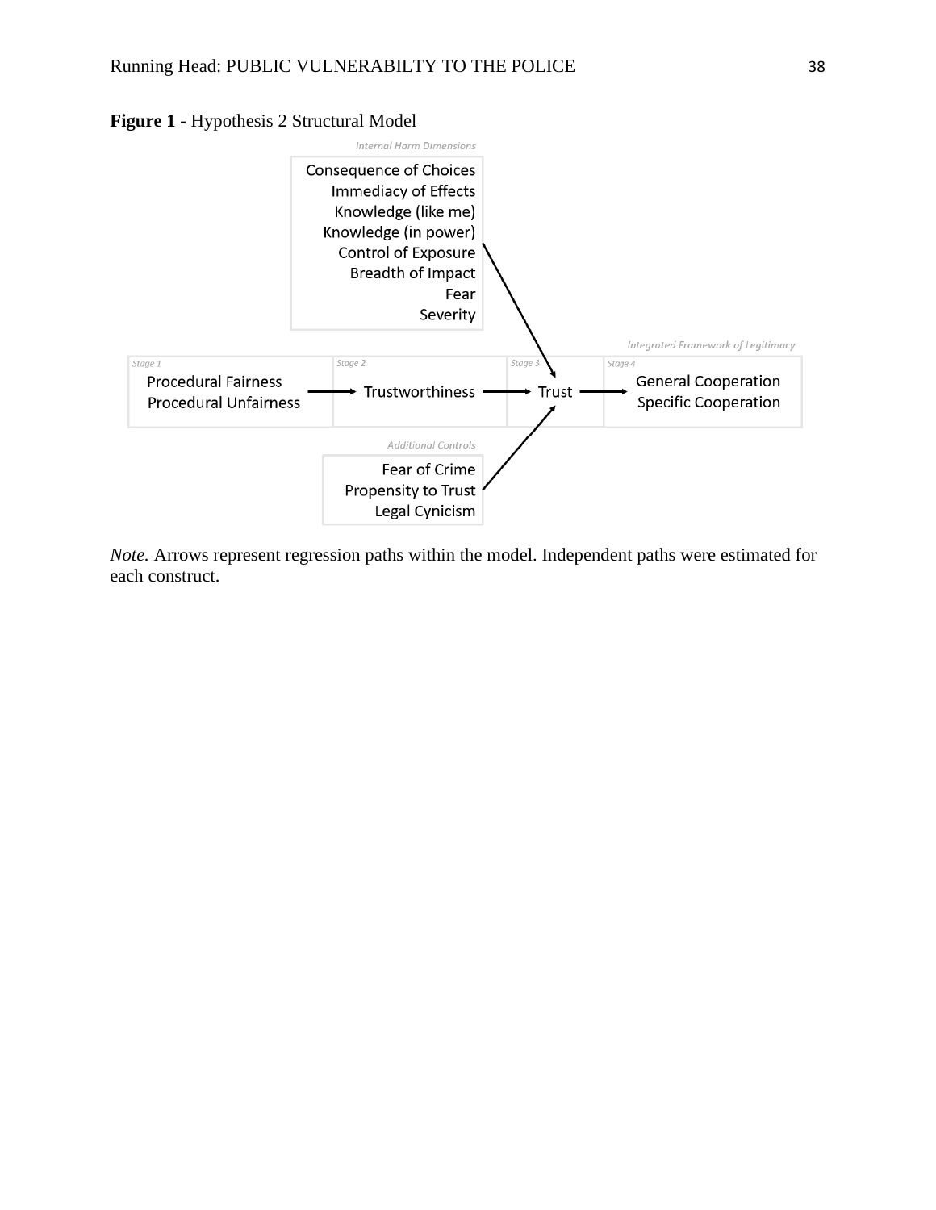**Figure 1** - Hypothesis 2 Structural Model

*Internal Harm Dimensions*

Consequence of Choices
Immediacy of Effects
Knowledge (like me)
Knowledge (in power)
Control of Exposure
Breadth of Impact
Fear
Severity

*Integrated Framework of Legitimacy*

| *Stage 1* | *Stage 2* | *Stage 3* | *Stage 4* |
|---|---|---|---|
| Procedural Fairness<br>Procedural Unfairness → | Trustworthiness → | Trust → | General Cooperation<br>Specific Cooperation |

*Additional Controls*

Fear of Crime
Propensity to Trust
Legal Cynicism

*Note.* Arrows represent regression paths within the model. Independent paths were estimated for each construct.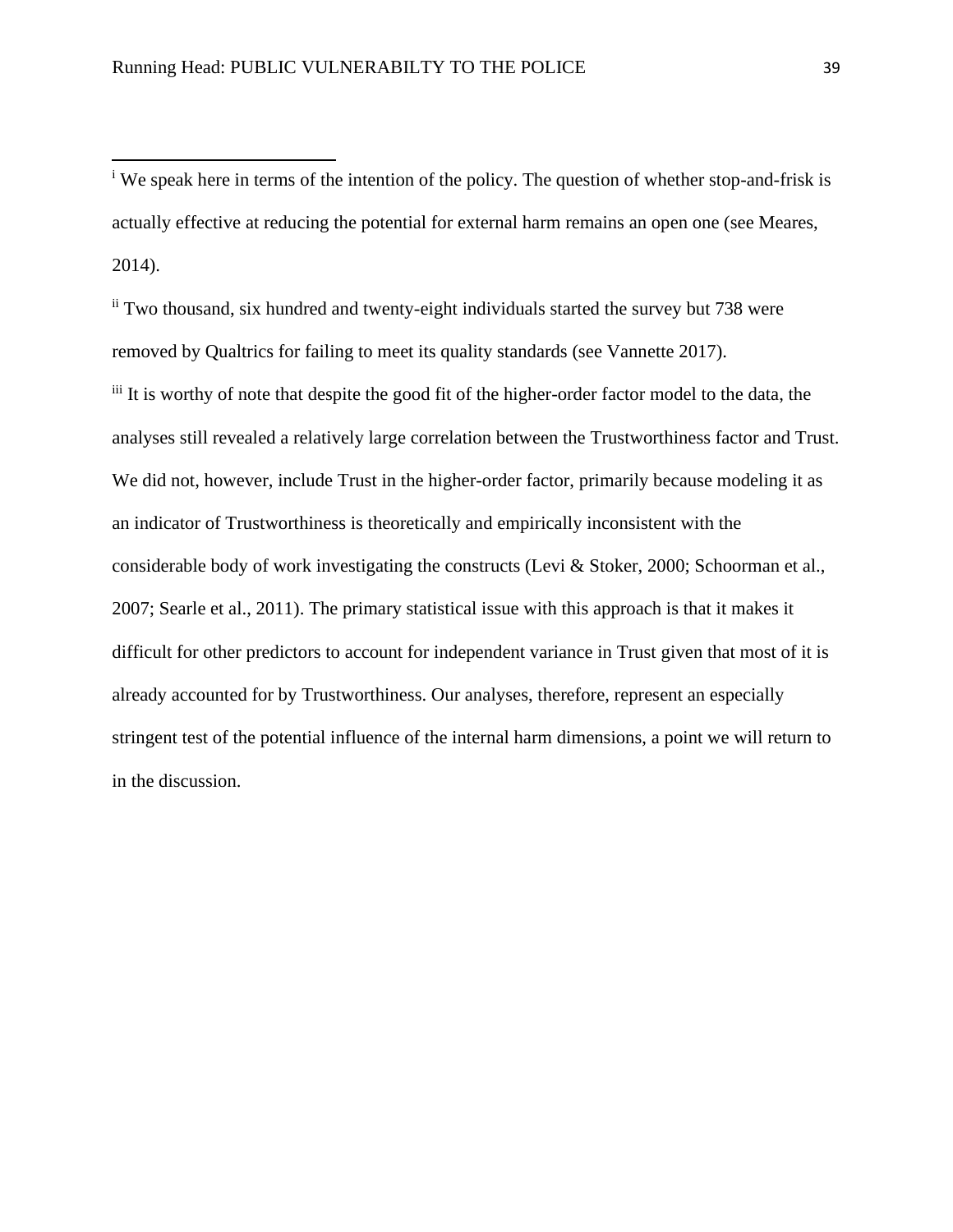[i] We speak here in terms of the intention of the policy. The question of whether stop-and-frisk is actually effective at reducing the potential for external harm remains an open one (see Meares, 2014).

[ii] Two thousand, six hundred and twenty-eight individuals started the survey but 738 were removed by Qualtrics for failing to meet its quality standards (see Vannette 2017).

[iii] It is worthy of note that despite the good fit of the higher-order factor model to the data, the analyses still revealed a relatively large correlation between the Trustworthiness factor and Trust. We did not, however, include Trust in the higher-order factor, primarily because modeling it as an indicator of Trustworthiness is theoretically and empirically inconsistent with the considerable body of work investigating the constructs (Levi & Stoker, 2000; Schoorman et al., 2007; Searle et al., 2011). The primary statistical issue with this approach is that it makes it difficult for other predictors to account for independent variance in Trust given that most of it is already accounted for by Trustworthiness. Our analyses, therefore, represent an especially stringent test of the potential influence of the internal harm dimensions, a point we will return to in the discussion.